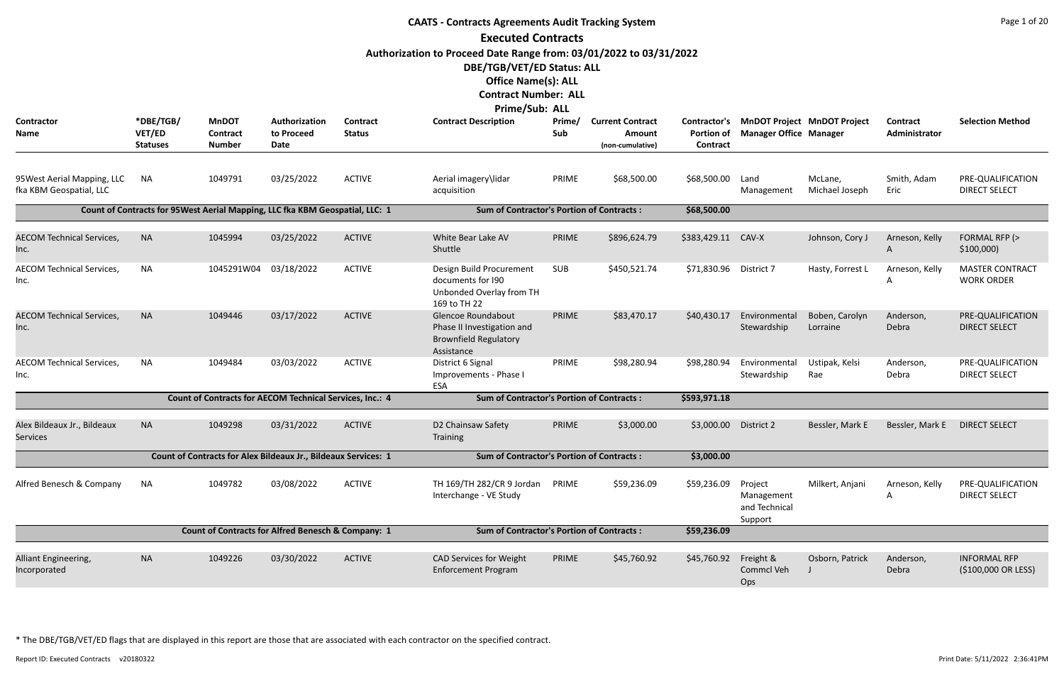# CAATS - Contracts Agreements Audit Tracking System

## Executed Contracts

**Authorization to Proceed Date Range from: 03/01/2022 to 03/31/2022**

**DBE/TGB/VET/ED Status: ALL**

**Office Name(s): ALL**

**Contract Number: ALL**

**Prime/Sub: ALL**

| Contractor Name | *DBE/TGB/VET/ED Statuses | MnDOT Contract Number | Authorization to Proceed Date | Contract Status | Contract Description | Prime/Sub | Current Contract Amount (non-cumulative) | Contractor's Portion of Contract | MnDOT Project Manager Office | MnDOT Project Manager | Contract Administrator | Selection Method |
|---|---|---|---|---|---|---|---|---|---|---|---|---|
| 95West Aerial Mapping, LLC fka KBM Geospatial, LLC | NA | 1049791 | 03/25/2022 | ACTIVE | Aerial imagery\lidar acquisition | PRIME | $68,500.00 | $68,500.00 | Land Management | McLane, Michael Joseph | Smith, Adam Eric | PRE-QUALIFICATION DIRECT SELECT |
| Count of Contracts for 95West Aerial Mapping, LLC fka KBM Geospatial, LLC: 1 | | | | | Sum of Contractor's Portion of Contracts : | | | $68,500.00 | | | | |
| AECOM Technical Services, Inc. | NA | 1045994 | 03/25/2022 | ACTIVE | White Bear Lake AV Shuttle | PRIME | $896,624.79 | $383,429.11 | CAV-X | Johnson, Cory J | Arneson, Kelly A | FORMAL RFP (> $100,000) |
| AECOM Technical Services, Inc. | NA | 1045291W04 | 03/18/2022 | ACTIVE | Design Build Procurement documents for I90 Unbonded Overlay from TH 169 to TH 22 | SUB | $450,521.74 | $71,830.96 | District 7 | Hasty, Forrest L | Arneson, Kelly A | MASTER CONTRACT WORK ORDER |
| AECOM Technical Services, Inc. | NA | 1049446 | 03/17/2022 | ACTIVE | Glencoe Roundabout Phase II Investigation and Brownfield Regulatory Assistance | PRIME | $83,470.17 | $40,430.17 | Environmental Stewardship | Boben, Carolyn Lorraine | Anderson, Debra | PRE-QUALIFICATION DIRECT SELECT |
| AECOM Technical Services, Inc. | NA | 1049484 | 03/03/2022 | ACTIVE | District 6 Signal Improvements - Phase I ESA | PRIME | $98,280.94 | $98,280.94 | Environmental Stewardship | Ustipak, Kelsi Rae | Anderson, Debra | PRE-QUALIFICATION DIRECT SELECT |
| Count of Contracts for AECOM Technical Services, Inc.: 4 | | | | | Sum of Contractor's Portion of Contracts : | | | $593,971.18 | | | | |
| Alex Bildeaux Jr., Bildeaux Services | NA | 1049298 | 03/31/2022 | ACTIVE | D2 Chainsaw Safety Training | PRIME | $3,000.00 | $3,000.00 | District 2 | Bessler, Mark E | Bessler, Mark E | DIRECT SELECT |
| Count of Contracts for Alex Bildeaux Jr., Bildeaux Services: 1 | | | | | Sum of Contractor's Portion of Contracts : | | | $3,000.00 | | | | |
| Alfred Benesch & Company | NA | 1049782 | 03/08/2022 | ACTIVE | TH 169/TH 282/CR 9 Jordan Interchange - VE Study | PRIME | $59,236.09 | $59,236.09 | Project Management and Technical Support | Milkert, Anjani | Arneson, Kelly A | PRE-QUALIFICATION DIRECT SELECT |
| Count of Contracts for Alfred Benesch & Company: 1 | | | | | Sum of Contractor's Portion of Contracts : | | | $59,236.09 | | | | |
| Alliant Engineering, Incorporated | NA | 1049226 | 03/30/2022 | ACTIVE | CAD Services for Weight Enforcement Program | PRIME | $45,760.92 | $45,760.92 | Freight & Commcl Veh Ops | Osborn, Patrick J | Anderson, Debra | INFORMAL RFP ($100,000 OR LESS) |

\* The DBE/TGB/VET/ED flags that are displayed in this report are those that are associated with each contractor on the specified contract.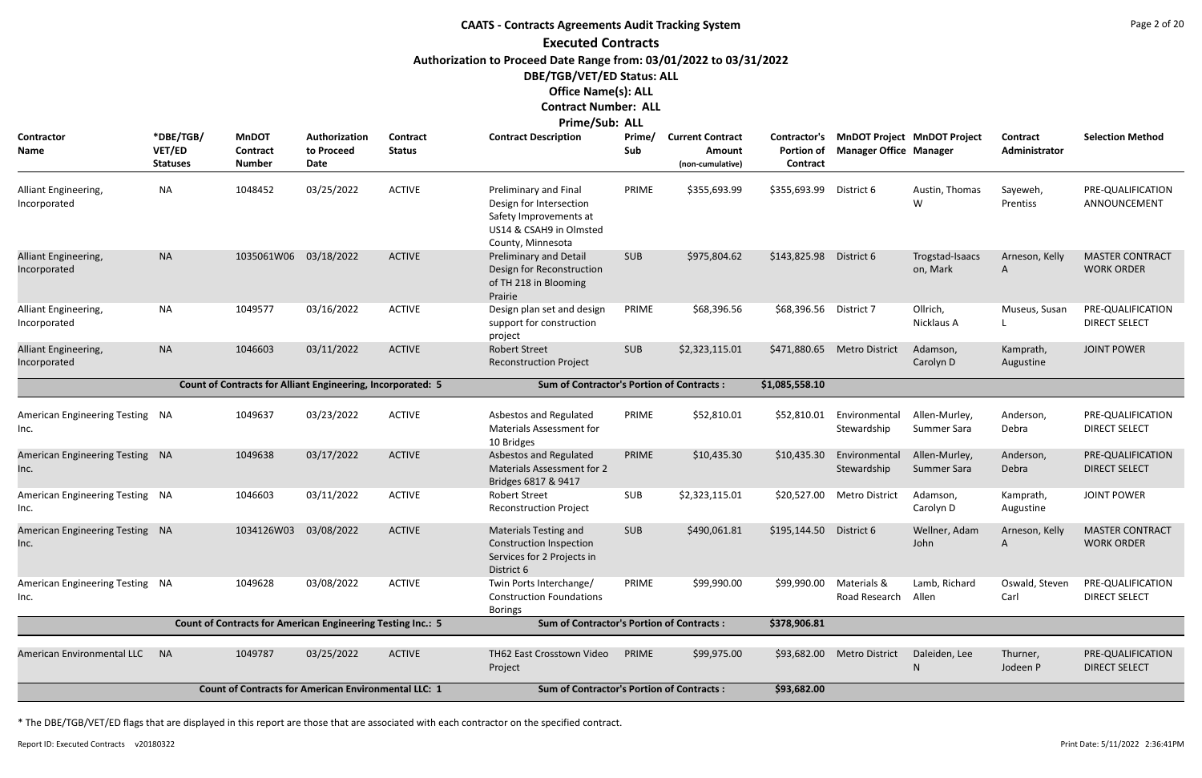# CAATS - Contracts Agreements Audit Tracking System

## Executed Contracts

**Authorization to Proceed Date Range from: 03/01/2022 to 03/31/2022**

**DBE/TGB/VET/ED Status: ALL**

**Office Name(s): ALL**

**Contract Number: ALL**

**Prime/Sub: ALL**

| Contractor Name | *DBE/TGB/VET/ED Statuses | MnDOT Contract Number | Authorization to Proceed Date | Contract Status | Contract Description | Prime/Sub | Current Contract Amount (non-cumulative) | Contractor's Portion of Contract | MnDOT Project Manager Office | MnDOT Project Manager | Contract Administrator | Selection Method |
|---|---|---|---|---|---|---|---|---|---|---|---|---|
| Alliant Engineering, Incorporated | NA | 1048452 | 03/25/2022 | ACTIVE | Preliminary and Final Design for Intersection Safety Improvements at US14 & CSAH9 in Olmsted County, Minnesota | PRIME | $355,693.99 | $355,693.99 | District 6 | Austin, Thomas W | Sayeweh, Prentiss | PRE-QUALIFICATION ANNOUNCEMENT |
| Alliant Engineering, Incorporated | NA | 1035061W06 | 03/18/2022 | ACTIVE | Preliminary and Detail Design for Reconstruction of TH 218 in Blooming Prairie | SUB | $975,804.62 | $143,825.98 | District 6 | Trogstad-Isaacson, Mark | Arneson, Kelly A | MASTER CONTRACT WORK ORDER |
| Alliant Engineering, Incorporated | NA | 1049577 | 03/16/2022 | ACTIVE | Design plan set and design support for construction project | PRIME | $68,396.56 | $68,396.56 | District 7 | Ollrich, Nicklaus A | Museus, Susan L | PRE-QUALIFICATION DIRECT SELECT |
| Alliant Engineering, Incorporated | NA | 1046603 | 03/11/2022 | ACTIVE | Robert Street Reconstruction Project | SUB | $2,323,115.01 | $471,880.65 | Metro District | Adamson, Carolyn D | Kamprath, Augustine | JOINT POWER |
| | | **Count of Contracts for Alliant Engineering, Incorporated: 5** | | | **Sum of Contractor's Portion of Contracts :** | | | **$1,085,558.10** | | | | |
| American Engineering Testing Inc. | NA | 1049637 | 03/23/2022 | ACTIVE | Asbestos and Regulated Materials Assessment for 10 Bridges | PRIME | $52,810.01 | $52,810.01 | Environmental Stewardship | Allen-Murley, Summer Sara | Anderson, Debra | PRE-QUALIFICATION DIRECT SELECT |
| American Engineering Testing Inc. | NA | 1049638 | 03/17/2022 | ACTIVE | Asbestos and Regulated Materials Assessment for 2 Bridges 6817 & 9417 | PRIME | $10,435.30 | $10,435.30 | Environmental Stewardship | Allen-Murley, Summer Sara | Anderson, Debra | PRE-QUALIFICATION DIRECT SELECT |
| American Engineering Testing Inc. | NA | 1046603 | 03/11/2022 | ACTIVE | Robert Street Reconstruction Project | SUB | $2,323,115.01 | $20,527.00 | Metro District | Adamson, Carolyn D | Kamprath, Augustine | JOINT POWER |
| American Engineering Testing Inc. | NA | 1034126W03 | 03/08/2022 | ACTIVE | Materials Testing and Construction Inspection Services for 2 Projects in District 6 | SUB | $490,061.81 | $195,144.50 | District 6 | Wellner, Adam John | Arneson, Kelly A | MASTER CONTRACT WORK ORDER |
| American Engineering Testing Inc. | NA | 1049628 | 03/08/2022 | ACTIVE | Twin Ports Interchange/ Construction Foundations Borings | PRIME | $99,990.00 | $99,990.00 | Materials & Road Research | Lamb, Richard Allen | Oswald, Steven Carl | PRE-QUALIFICATION DIRECT SELECT |
| | | **Count of Contracts for American Engineering Testing Inc.: 5** | | | **Sum of Contractor's Portion of Contracts :** | | | **$378,906.81** | | | | |
| American Environmental LLC | NA | 1049787 | 03/25/2022 | ACTIVE | TH62 East Crosstown Video Project | PRIME | $99,975.00 | $93,682.00 | Metro District | Daleiden, Lee N | Thurner, Jodeen P | PRE-QUALIFICATION DIRECT SELECT |
| | | **Count of Contracts for American Environmental LLC: 1** | | | **Sum of Contractor's Portion of Contracts :** | | | **$93,682.00** | | | | |

* The DBE/TGB/VET/ED flags that are displayed in this report are those that are associated with each contractor on the specified contract.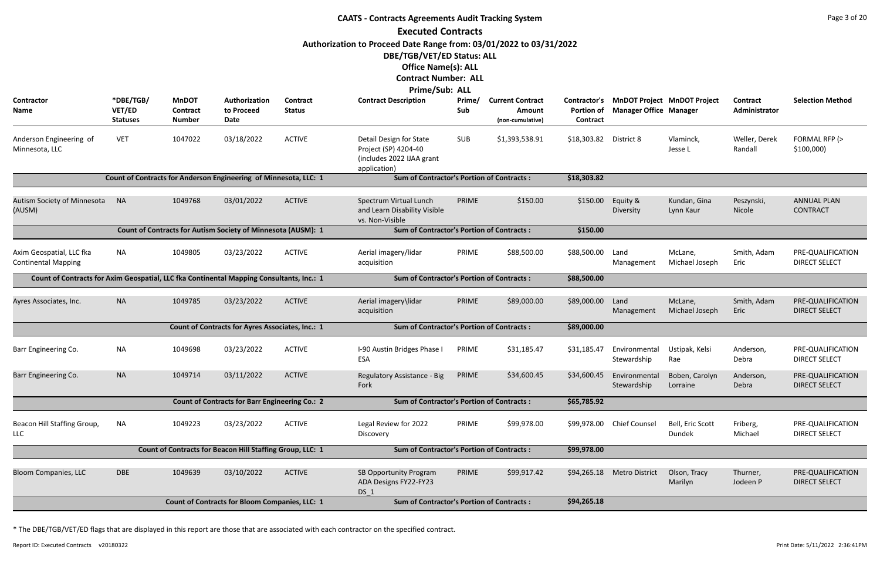# CAATS - Contracts Agreements Audit Tracking System

## Executed Contracts

**Authorization to Proceed Date Range from: 03/01/2022 to 03/31/2022**

**DBE/TGB/VET/ED Status: ALL**

**Office Name(s): ALL**

**Contract Number: ALL**

**Prime/Sub: ALL**

| Contractor Name | *DBE/TGB/ VET/ED Statuses | MnDOT Contract Number | Authorization to Proceed Date | Contract Status | Contract Description | Prime/ Sub | Current Contract Amount (non-cumulative) | Contractor's Portion of Contract | MnDOT Project Manager Office | MnDOT Project Manager | Contract Administrator | Selection Method |
|---|---|---|---|---|---|---|---|---|---|---|---|---|
| Anderson Engineering of Minnesota, LLC | VET | 1047022 | 03/18/2022 | ACTIVE | Detail Design for State Project (SP) 4204-40 (includes 2022 IJAA grant application) | SUB | $1,393,538.91 | $18,303.82 | District 8 | Vlaminck, Jesse L | Weller, Derek Randall | FORMAL RFP (> $100,000) |
| Count of Contracts for Anderson Engineering of Minnesota, LLC: 1 | | | | | Sum of Contractor's Portion of Contracts : | | | $18,303.82 | | | | |
| Autism Society of Minnesota (AUSM) | NA | 1049768 | 03/01/2022 | ACTIVE | Spectrum Virtual Lunch and Learn Disability Visible vs. Non-Visible | PRIME | $150.00 | $150.00 | Equity & Diversity | Kundan, Gina Lynn Kaur | Peszynski, Nicole | ANNUAL PLAN CONTRACT |
| Count of Contracts for Autism Society of Minnesota (AUSM): 1 | | | | | Sum of Contractor's Portion of Contracts : | | | $150.00 | | | | |
| Axim Geospatial, LLC fka Continental Mapping | NA | 1049805 | 03/23/2022 | ACTIVE | Aerial imagery/lidar acquisition | PRIME | $88,500.00 | $88,500.00 | Land Management | McLane, Michael Joseph | Smith, Adam Eric | PRE-QUALIFICATION DIRECT SELECT |
| Count of Contracts for Axim Geospatial, LLC fka Continental Mapping Consultants, Inc.: 1 | | | | | Sum of Contractor's Portion of Contracts : | | | $88,500.00 | | | | |
| Ayres Associates, Inc. | NA | 1049785 | 03/23/2022 | ACTIVE | Aerial imagery\lidar acquisition | PRIME | $89,000.00 | $89,000.00 | Land Management | McLane, Michael Joseph | Smith, Adam Eric | PRE-QUALIFICATION DIRECT SELECT |
| Count of Contracts for Ayres Associates, Inc.: 1 | | | | | Sum of Contractor's Portion of Contracts : | | | $89,000.00 | | | | |
| Barr Engineering Co. | NA | 1049698 | 03/23/2022 | ACTIVE | I-90 Austin Bridges Phase I ESA | PRIME | $31,185.47 | $31,185.47 | Environmental Stewardship | Ustipak, Kelsi Rae | Anderson, Debra | PRE-QUALIFICATION DIRECT SELECT |
| Barr Engineering Co. | NA | 1049714 | 03/11/2022 | ACTIVE | Regulatory Assistance - Big Fork | PRIME | $34,600.45 | $34,600.45 | Environmental Stewardship | Boben, Carolyn Lorraine | Anderson, Debra | PRE-QUALIFICATION DIRECT SELECT |
| Count of Contracts for Barr Engineering Co.: 2 | | | | | Sum of Contractor's Portion of Contracts : | | | $65,785.92 | | | | |
| Beacon Hill Staffing Group, LLC | NA | 1049223 | 03/23/2022 | ACTIVE | Legal Review for 2022 Discovery | PRIME | $99,978.00 | $99,978.00 | Chief Counsel | Bell, Eric Scott Dundek | Friberg, Michael | PRE-QUALIFICATION DIRECT SELECT |
| Count of Contracts for Beacon Hill Staffing Group, LLC: 1 | | | | | Sum of Contractor's Portion of Contracts : | | | $99,978.00 | | | | |
| Bloom Companies, LLC | DBE | 1049639 | 03/10/2022 | ACTIVE | SB Opportunity Program ADA Designs FY22-FY23 DS_1 | PRIME | $99,917.42 | $94,265.18 | Metro District | Olson, Tracy Marilyn | Thurner, Jodeen P | PRE-QUALIFICATION DIRECT SELECT |
| Count of Contracts for Bloom Companies, LLC: 1 | | | | | Sum of Contractor's Portion of Contracts : | | | $94,265.18 | | | | |

\* The DBE/TGB/VET/ED flags that are displayed in this report are those that are associated with each contractor on the specified contract.

Report ID: Executed Contracts v20180322

Print Date: 5/11/2022 2:36:41PM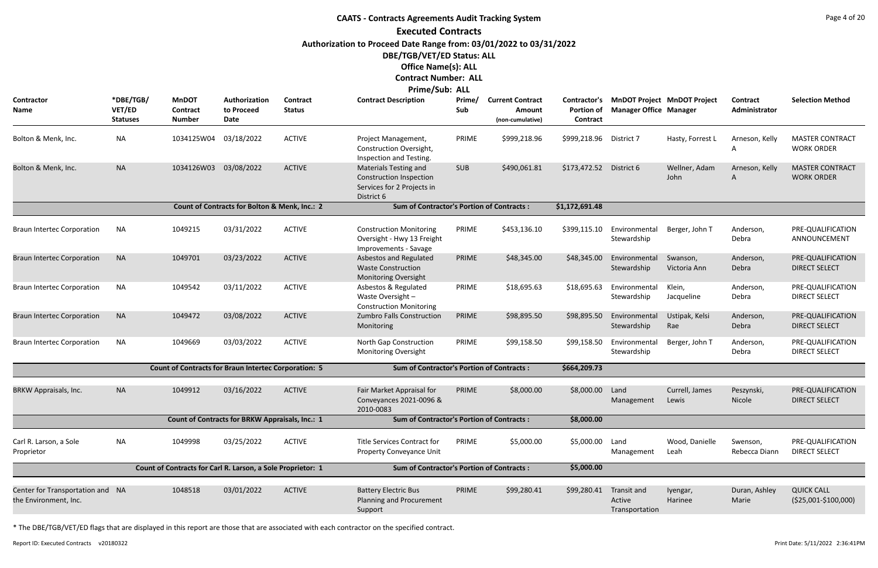# CAATS - Contracts Agreements Audit Tracking System

## Executed Contracts

**Authorization to Proceed Date Range from: 03/01/2022 to 03/31/2022**

**DBE/TGB/VET/ED Status: ALL**

**Office Name(s): ALL**

**Contract Number: ALL**

**Prime/Sub: ALL**

| Contractor Name | *DBE/TGB/VET/ED Statuses | MnDOT Contract Number | Authorization to Proceed Date | Contract Status | Contract Description | Prime/Sub | Current Contract Amount (non-cumulative) | Contractor's Portion of Contract | MnDOT Project Manager Office | MnDOT Project Manager | Contract Administrator | Selection Method |
|---|---|---|---|---|---|---|---|---|---|---|---|---|
| Bolton & Menk, Inc. | NA | 1034125W04 | 03/18/2022 | ACTIVE | Project Management, Construction Oversight, Inspection and Testing. | PRIME | $999,218.96 | $999,218.96 | District 7 | Hasty, Forrest L | Arneson, Kelly A | MASTER CONTRACT WORK ORDER |
| Bolton & Menk, Inc. | NA | 1034126W03 | 03/08/2022 | ACTIVE | Materials Testing and Construction Inspection Services for 2 Projects in District 6 | SUB | $490,061.81 | $173,472.52 | District 6 | Wellner, Adam John | Arneson, Kelly A | MASTER CONTRACT WORK ORDER |
| | | Count of Contracts for Bolton & Menk, Inc.: 2 | | | Sum of Contractor's Portion of Contracts : | | | $1,172,691.48 | | | | |
| Braun Intertec Corporation | NA | 1049215 | 03/31/2022 | ACTIVE | Construction Monitoring Oversight - Hwy 13 Freight Improvements - Savage | PRIME | $453,136.10 | $399,115.10 | Environmental Stewardship | Berger, John T | Anderson, Debra | PRE-QUALIFICATION ANNOUNCEMENT |
| Braun Intertec Corporation | NA | 1049701 | 03/23/2022 | ACTIVE | Asbestos and Regulated Waste Construction Monitoring Oversight | PRIME | $48,345.00 | $48,345.00 | Environmental Stewardship | Swanson, Victoria Ann | Anderson, Debra | PRE-QUALIFICATION DIRECT SELECT |
| Braun Intertec Corporation | NA | 1049542 | 03/11/2022 | ACTIVE | Asbestos & Regulated Waste Oversight – Construction Monitoring | PRIME | $18,695.63 | $18,695.63 | Environmental Stewardship | Klein, Jacqueline | Anderson, Debra | PRE-QUALIFICATION DIRECT SELECT |
| Braun Intertec Corporation | NA | 1049472 | 03/08/2022 | ACTIVE | Zumbro Falls Construction Monitoring | PRIME | $98,895.50 | $98,895.50 | Environmental Stewardship | Ustipak, Kelsi Rae | Anderson, Debra | PRE-QUALIFICATION DIRECT SELECT |
| Braun Intertec Corporation | NA | 1049669 | 03/03/2022 | ACTIVE | North Gap Construction Monitoring Oversight | PRIME | $99,158.50 | $99,158.50 | Environmental Stewardship | Berger, John T | Anderson, Debra | PRE-QUALIFICATION DIRECT SELECT |
| | | Count of Contracts for Braun Intertec Corporation: 5 | | | Sum of Contractor's Portion of Contracts : | | | $664,209.73 | | | | |
| BRKW Appraisals, Inc. | NA | 1049912 | 03/16/2022 | ACTIVE | Fair Market Appraisal for Conveyances 2021-0096 & 2010-0083 | PRIME | $8,000.00 | $8,000.00 | Land Management | Currell, James Lewis | Peszynski, Nicole | PRE-QUALIFICATION DIRECT SELECT |
| | | Count of Contracts for BRKW Appraisals, Inc.: 1 | | | Sum of Contractor's Portion of Contracts : | | | $8,000.00 | | | | |
| Carl R. Larson, a Sole Proprietor | NA | 1049998 | 03/25/2022 | ACTIVE | Title Services Contract for Property Conveyance Unit | PRIME | $5,000.00 | $5,000.00 | Land Management | Wood, Danielle Leah | Swenson, Rebecca Diann | PRE-QUALIFICATION DIRECT SELECT |
| | | Count of Contracts for Carl R. Larson, a Sole Proprietor: 1 | | | Sum of Contractor's Portion of Contracts : | | | $5,000.00 | | | | |
| Center for Transportation and the Environment, Inc. | NA | 1048518 | 03/01/2022 | ACTIVE | Battery Electric Bus Planning and Procurement Support | PRIME | $99,280.41 | $99,280.41 | Transit and Active Transportation | Iyengar, Harinee | Duran, Ashley Marie | QUICK CALL ($25,001-$100,000) |

\* The DBE/TGB/VET/ED flags that are displayed in this report are those that are associated with each contractor on the specified contract.

Report ID: Executed Contracts v20180322 Print Date: 5/11/2022 2:36:41PM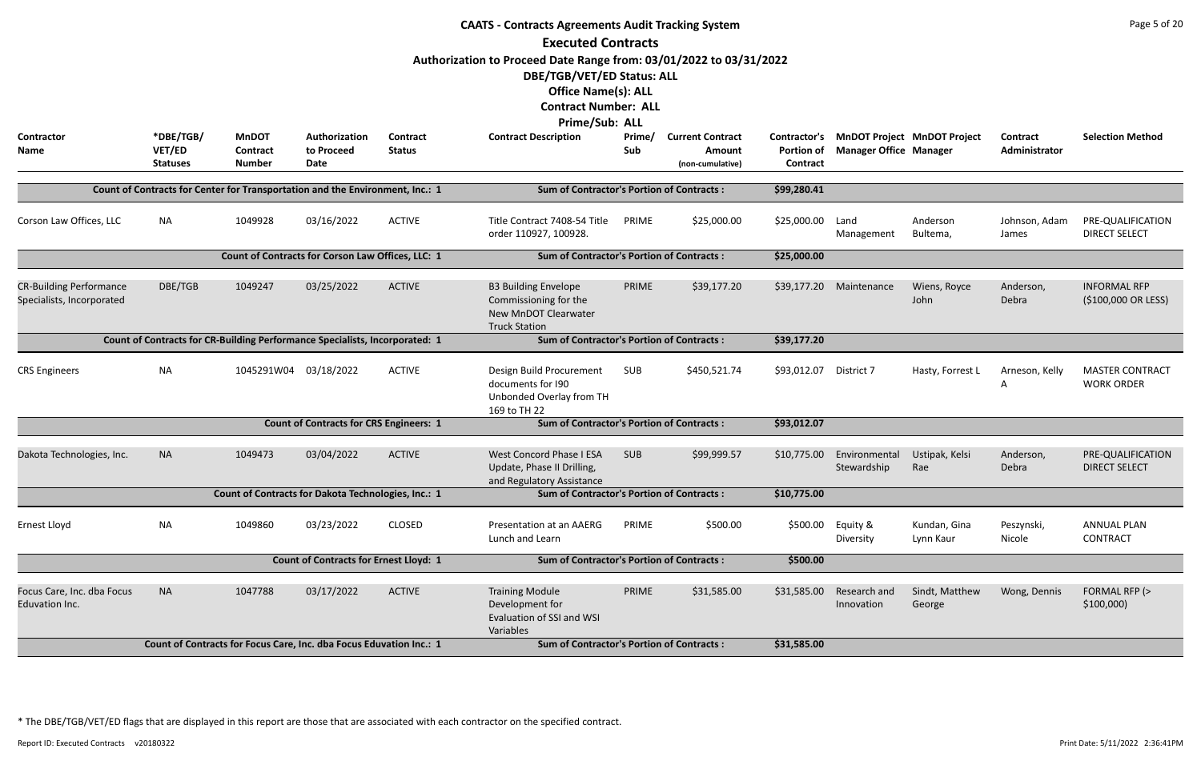# CAATS - Contracts Agreements Audit Tracking System

## Executed Contracts

**Authorization to Proceed Date Range from: 03/01/2022 to 03/31/2022**

**DBE/TGB/VET/ED Status: ALL**

**Office Name(s): ALL**

**Contract Number: ALL**

**Prime/Sub: ALL**

| Contractor Name | *DBE/TGB/ VET/ED Statuses | MnDOT Contract Number | Authorization to Proceed Date | Contract Status | Contract Description | Prime/ Sub | Current Contract Amount (non-cumulative) | Contractor's Portion of Contract | MnDOT Project Manager Office | MnDOT Project Manager | Contract Administrator | Selection Method |
|---|---|---|---|---|---|---|---|---|---|---|---|---|
| Count of Contracts for Center for Transportation and the Environment, Inc.: 1 | | | | | Sum of Contractor's Portion of Contracts : | | | $99,280.41 | | | | |
| Corson Law Offices, LLC | NA | 1049928 | 03/16/2022 | ACTIVE | Title Contract 7408-54 Title order 110927, 100928. | PRIME | $25,000.00 | $25,000.00 | Land Management | Anderson Bultema, | Johnson, Adam James | PRE-QUALIFICATION DIRECT SELECT |
| Count of Contracts for Corson Law Offices, LLC: 1 | | | | | Sum of Contractor's Portion of Contracts : | | | $25,000.00 | | | | |
| CR-Building Performance Specialists, Incorporated | DBE/TGB | 1049247 | 03/25/2022 | ACTIVE | B3 Building Envelope Commissioning for the New MnDOT Clearwater Truck Station | PRIME | $39,177.20 | $39,177.20 | Maintenance | Wiens, Royce John | Anderson, Debra | INFORMAL RFP ($100,000 OR LESS) |
| Count of Contracts for CR-Building Performance Specialists, Incorporated: 1 | | | | | Sum of Contractor's Portion of Contracts : | | | $39,177.20 | | | | |
| CRS Engineers | NA | 1045291W04 | 03/18/2022 | ACTIVE | Design Build Procurement documents for I90 Unbonded Overlay from TH 169 to TH 22 | SUB | $450,521.74 | $93,012.07 | District 7 | Hasty, Forrest L | Arneson, Kelly A | MASTER CONTRACT WORK ORDER |
| Count of Contracts for CRS Engineers: 1 | | | | | Sum of Contractor's Portion of Contracts : | | | $93,012.07 | | | | |
| Dakota Technologies, Inc. | NA | 1049473 | 03/04/2022 | ACTIVE | West Concord Phase I ESA Update, Phase II Drilling, and Regulatory Assistance | SUB | $99,999.57 | $10,775.00 | Environmental Stewardship | Ustipak, Kelsi Rae | Anderson, Debra | PRE-QUALIFICATION DIRECT SELECT |
| Count of Contracts for Dakota Technologies, Inc.: 1 | | | | | Sum of Contractor's Portion of Contracts : | | | $10,775.00 | | | | |
| Ernest Lloyd | NA | 1049860 | 03/23/2022 | CLOSED | Presentation at an AAERG Lunch and Learn | PRIME | $500.00 | $500.00 | Equity & Diversity | Kundan, Gina Lynn Kaur | Peszynski, Nicole | ANNUAL PLAN CONTRACT |
| Count of Contracts for Ernest Lloyd: 1 | | | | | Sum of Contractor's Portion of Contracts : | | | $500.00 | | | | |
| Focus Care, Inc. dba Focus Eduvation Inc. | NA | 1047788 | 03/17/2022 | ACTIVE | Training Module Development for Evaluation of SSI and WSI Variables | PRIME | $31,585.00 | $31,585.00 | Research and Innovation | Sindt, Matthew George | Wong, Dennis | FORMAL RFP (> $100,000) |
| Count of Contracts for Focus Care, Inc. dba Focus Eduvation Inc.: 1 | | | | | Sum of Contractor's Portion of Contracts : | | | $31,585.00 | | | | |

\* The DBE/TGB/VET/ED flags that are displayed in this report are those that are associated with each contractor on the specified contract.

Report ID: Executed Contracts v20180322

Print Date: 5/11/2022 2:36:41PM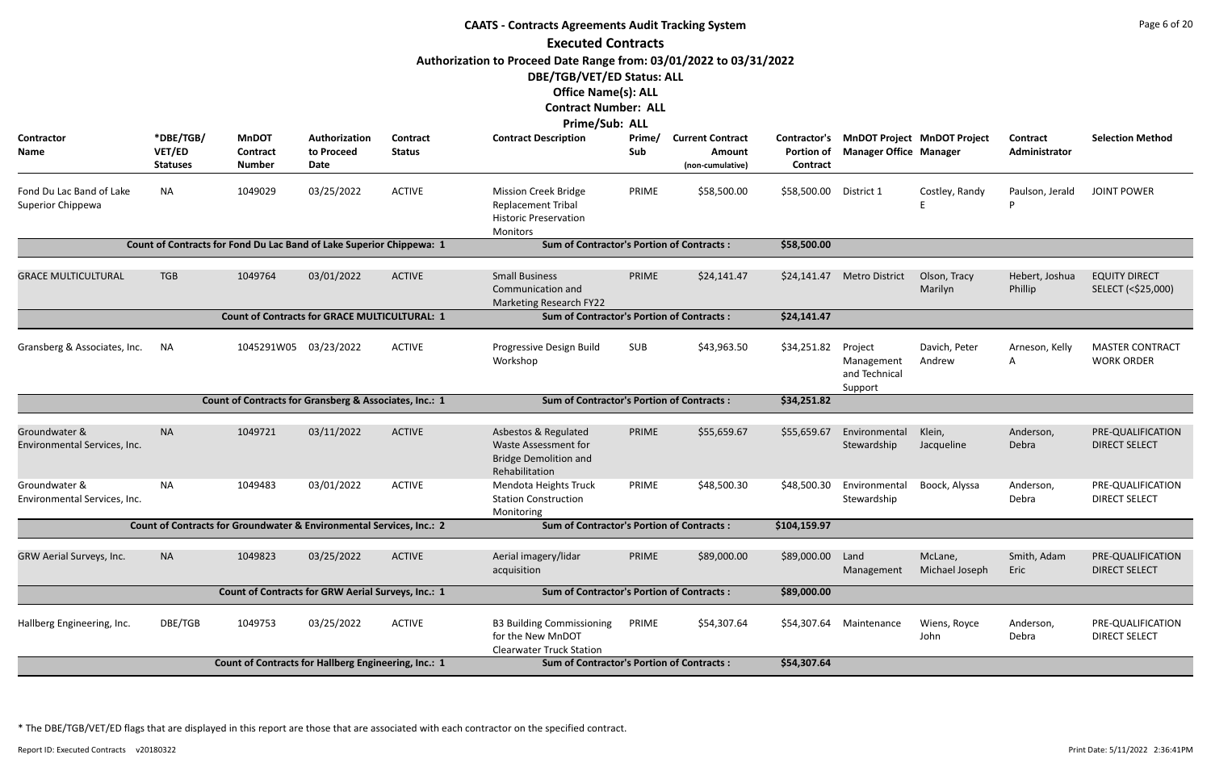# CAATS - Contracts Agreements Audit Tracking System

## Executed Contracts

**Authorization to Proceed Date Range from: 03/01/2022 to 03/31/2022**

**DBE/TGB/VET/ED Status: ALL**

**Office Name(s): ALL**

**Contract Number: ALL**

**Prime/Sub: ALL**

| Contractor Name | *DBE/TGB/ VET/ED Statuses | MnDOT Contract Number | Authorization to Proceed Date | Contract Status | Contract Description | Prime/ Sub | Current Contract Amount (non-cumulative) | Contractor's Portion of Contract | MnDOT Project Manager Office | MnDOT Project Manager | Contract Administrator | Selection Method |
|---|---|---|---|---|---|---|---|---|---|---|---|---|
| Fond Du Lac Band of Lake Superior Chippewa | NA | 1049029 | 03/25/2022 | ACTIVE | Mission Creek Bridge Replacement Tribal Historic Preservation Monitors | PRIME | $58,500.00 | $58,500.00 | District 1 | Costley, Randy E | Paulson, Jerald P | JOINT POWER |
| Count of Contracts for Fond Du Lac Band of Lake Superior Chippewa: 1 | | | | | Sum of Contractor's Portion of Contracts : | | | $58,500.00 | | | | |
| GRACE MULTICULTURAL | TGB | 1049764 | 03/01/2022 | ACTIVE | Small Business Communication and Marketing Research FY22 | PRIME | $24,141.47 | $24,141.47 | Metro District | Olson, Tracy Marilyn | Hebert, Joshua Phillip | EQUITY DIRECT SELECT (<$25,000) |
| Count of Contracts for GRACE MULTICULTURAL: 1 | | | | | Sum of Contractor's Portion of Contracts : | | | $24,141.47 | | | | |
| Gransberg & Associates, Inc. | NA | 1045291W05 | 03/23/2022 | ACTIVE | Progressive Design Build Workshop | SUB | $43,963.50 | $34,251.82 | Project Management and Technical Support | Davich, Peter Andrew | Arneson, Kelly A | MASTER CONTRACT WORK ORDER |
| Count of Contracts for Gransberg & Associates, Inc.: 1 | | | | | Sum of Contractor's Portion of Contracts : | | | $34,251.82 | | | | |
| Groundwater & Environmental Services, Inc. | NA | 1049721 | 03/11/2022 | ACTIVE | Asbestos & Regulated Waste Assessment for Bridge Demolition and Rehabilitation | PRIME | $55,659.67 | $55,659.67 | Environmental Stewardship | Klein, Jacqueline | Anderson, Debra | PRE-QUALIFICATION DIRECT SELECT |
| Groundwater & Environmental Services, Inc. | NA | 1049483 | 03/01/2022 | ACTIVE | Mendota Heights Truck Station Construction Monitoring | PRIME | $48,500.30 | $48,500.30 | Environmental Stewardship | Boock, Alyssa | Anderson, Debra | PRE-QUALIFICATION DIRECT SELECT |
| Count of Contracts for Groundwater & Environmental Services, Inc.: 2 | | | | | Sum of Contractor's Portion of Contracts : | | | $104,159.97 | | | | |
| GRW Aerial Surveys, Inc. | NA | 1049823 | 03/25/2022 | ACTIVE | Aerial imagery/lidar acquisition | PRIME | $89,000.00 | $89,000.00 | Land Management | McLane, Michael Joseph | Smith, Adam Eric | PRE-QUALIFICATION DIRECT SELECT |
| Count of Contracts for GRW Aerial Surveys, Inc.: 1 | | | | | Sum of Contractor's Portion of Contracts : | | | $89,000.00 | | | | |
| Hallberg Engineering, Inc. | DBE/TGB | 1049753 | 03/25/2022 | ACTIVE | B3 Building Commissioning for the New MnDOT Clearwater Truck Station | PRIME | $54,307.64 | $54,307.64 | Maintenance | Wiens, Royce John | Anderson, Debra | PRE-QUALIFICATION DIRECT SELECT |
| Count of Contracts for Hallberg Engineering, Inc.: 1 | | | | | Sum of Contractor's Portion of Contracts : | | | $54,307.64 | | | | |

* The DBE/TGB/VET/ED flags that are displayed in this report are those that are associated with each contractor on the specified contract.

Report ID: Executed Contracts v20180322

Print Date: 5/11/2022 2:36:41PM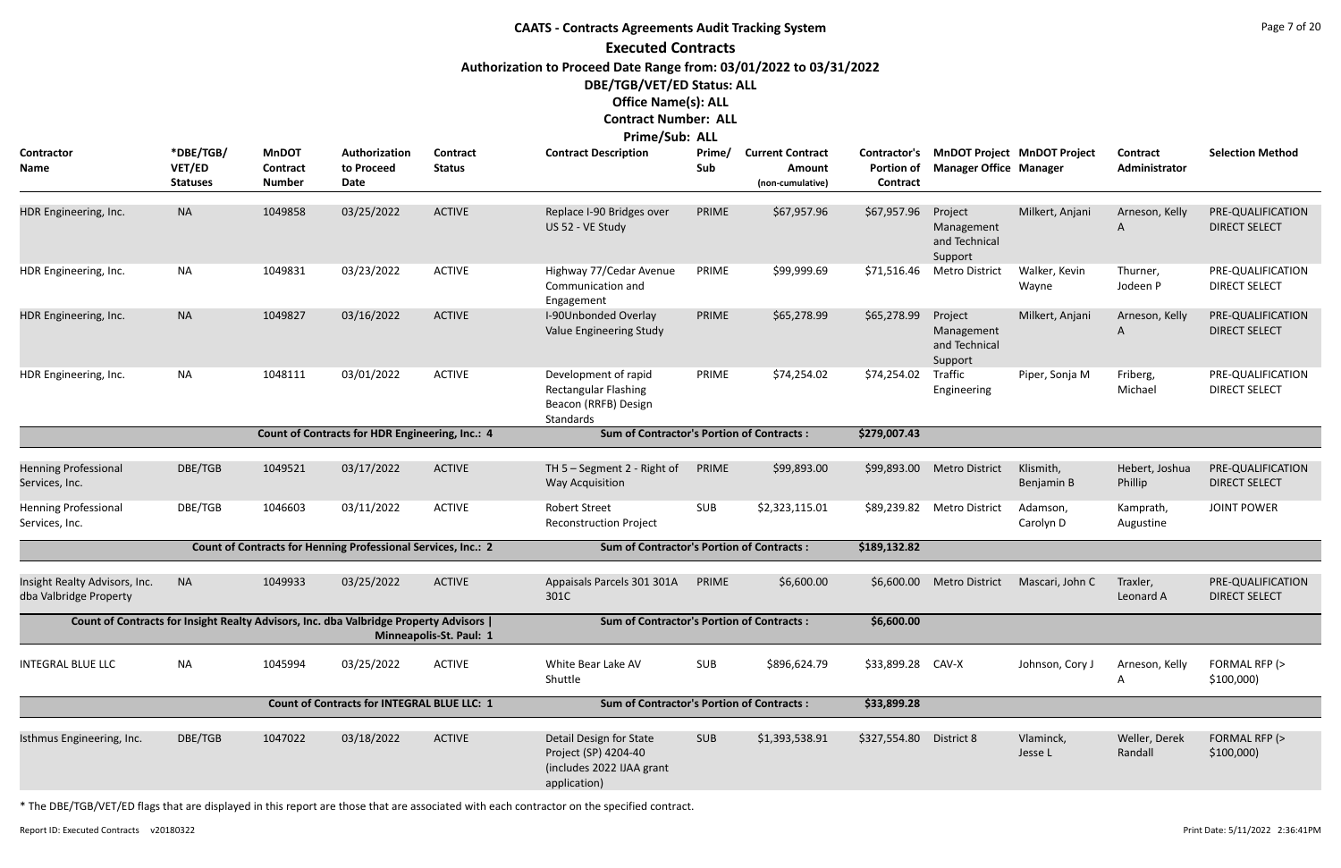# CAATS - Contracts Agreements Audit Tracking System

## Executed Contracts

**Authorization to Proceed Date Range from: 03/01/2022 to 03/31/2022**

**DBE/TGB/VET/ED Status: ALL**

**Office Name(s): ALL**

**Contract Number: ALL**

**Prime/Sub: ALL**

| Contractor Name | *DBE/TGB/VET/ED Statuses | MnDOT Contract Number | Authorization to Proceed Date | Contract Status | Contract Description | Prime/Sub | Current Contract Amount (non-cumulative) | Contractor's Portion of Contract | MnDOT Project Manager Office | MnDOT Project Manager | Contract Administrator | Selection Method |
|---|---|---|---|---|---|---|---|---|---|---|---|---|
| HDR Engineering, Inc. | NA | 1049858 | 03/25/2022 | ACTIVE | Replace I-90 Bridges over US 52 - VE Study | PRIME | $67,957.96 | $67,957.96 | Project Management and Technical Support | Milkert, Anjani | Arneson, Kelly A | PRE-QUALIFICATION DIRECT SELECT |
| HDR Engineering, Inc. | NA | 1049831 | 03/23/2022 | ACTIVE | Highway 77/Cedar Avenue Communication and Engagement | PRIME | $99,999.69 | $71,516.46 | Metro District | Walker, Kevin Wayne | Thurner, Jodeen P | PRE-QUALIFICATION DIRECT SELECT |
| HDR Engineering, Inc. | NA | 1049827 | 03/16/2022 | ACTIVE | I-90Unbonded Overlay Value Engineering Study | PRIME | $65,278.99 | $65,278.99 | Project Management and Technical Support | Milkert, Anjani | Arneson, Kelly A | PRE-QUALIFICATION DIRECT SELECT |
| HDR Engineering, Inc. | NA | 1048111 | 03/01/2022 | ACTIVE | Development of rapid Rectangular Flashing Beacon (RRFB) Design Standards | PRIME | $74,254.02 | $74,254.02 | Traffic Engineering | Piper, Sonja M | Friberg, Michael | PRE-QUALIFICATION DIRECT SELECT |
| | | Count of Contracts for HDR Engineering, Inc.: 4 | | | Sum of Contractor's Portion of Contracts : | | | $279,007.43 | | | | |
| Henning Professional Services, Inc. | DBE/TGB | 1049521 | 03/17/2022 | ACTIVE | TH 5 – Segment 2 - Right of Way Acquisition | PRIME | $99,893.00 | $99,893.00 | Metro District | Klismith, Benjamin B | Hebert, Joshua Phillip | PRE-QUALIFICATION DIRECT SELECT |
| Henning Professional Services, Inc. | DBE/TGB | 1046603 | 03/11/2022 | ACTIVE | Robert Street Reconstruction Project | SUB | $2,323,115.01 | $89,239.82 | Metro District | Adamson, Carolyn D | Kamprath, Augustine | JOINT POWER |
| | | Count of Contracts for Henning Professional Services, Inc.: 2 | | | Sum of Contractor's Portion of Contracts : | | | $189,132.82 | | | | |
| Insight Realty Advisors, Inc. dba Valbridge Property | NA | 1049933 | 03/25/2022 | ACTIVE | Appaisals Parcels 301 301A 301C | PRIME | $6,600.00 | $6,600.00 | Metro District | Mascari, John C | Traxler, Leonard A | PRE-QUALIFICATION DIRECT SELECT |
| Count of Contracts for Insight Realty Advisors, Inc. dba Valbridge Property Advisors \| Minneapolis-St. Paul: 1 | | | | | Sum of Contractor's Portion of Contracts : | | | $6,600.00 | | | | |
| INTEGRAL BLUE LLC | NA | 1045994 | 03/25/2022 | ACTIVE | White Bear Lake AV Shuttle | SUB | $896,624.79 | $33,899.28 | CAV-X | Johnson, Cory J | Arneson, Kelly A | FORMAL RFP (> $100,000) |
| | | Count of Contracts for INTEGRAL BLUE LLC: 1 | | | Sum of Contractor's Portion of Contracts : | | | $33,899.28 | | | | |
| Isthmus Engineering, Inc. | DBE/TGB | 1047022 | 03/18/2022 | ACTIVE | Detail Design for State Project (SP) 4204-40 (includes 2022 IJAA grant application) | SUB | $1,393,538.91 | $327,554.80 | District 8 | Vlaminck, Jesse L | Weller, Derek Randall | FORMAL RFP (> $100,000) |

\* The DBE/TGB/VET/ED flags that are displayed in this report are those that are associated with each contractor on the specified contract.

Report ID: Executed Contracts v20180322

Print Date: 5/11/2022 2:36:41PM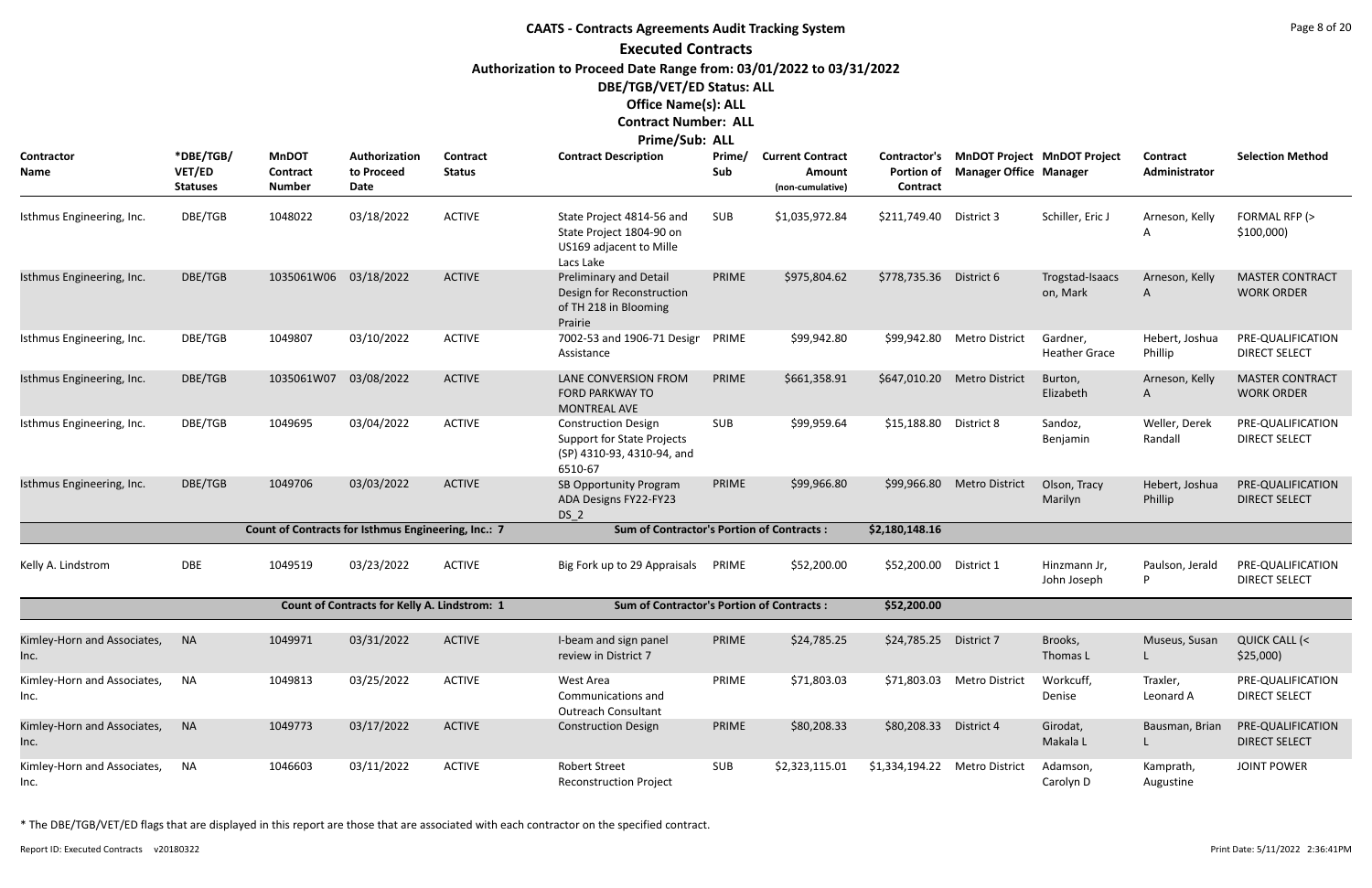# CAATS - Contracts Agreements Audit Tracking System

## Executed Contracts

**Authorization to Proceed Date Range from: 03/01/2022 to 03/31/2022**

**DBE/TGB/VET/ED Status: ALL**

**Office Name(s): ALL**

**Contract Number: ALL**

**Prime/Sub: ALL**

| Contractor Name | *DBE/TGB/ VET/ED Statuses | MnDOT Contract Number | Authorization to Proceed Date | Contract Status | Contract Description | Prime/ Sub | Current Contract Amount (non-cumulative) | Contractor's Portion of Contract | MnDOT Project Manager Office | MnDOT Project Manager | Contract Administrator | Selection Method |
|---|---|---|---|---|---|---|---|---|---|---|---|---|
| Isthmus Engineering, Inc. | DBE/TGB | 1048022 | 03/18/2022 | ACTIVE | State Project 4814-56 and State Project 1804-90 on US169 adjacent to Mille Lacs Lake | SUB | $1,035,972.84 | $211,749.40 | District 3 | Schiller, Eric J | Arneson, Kelly A | FORMAL RFP (> $100,000) |
| Isthmus Engineering, Inc. | DBE/TGB | 1035061W06 | 03/18/2022 | ACTIVE | Preliminary and Detail Design for Reconstruction of TH 218 in Blooming Prairie | PRIME | $975,804.62 | $778,735.36 | District 6 | Trogstad-Isaacs on, Mark | Arneson, Kelly A | MASTER CONTRACT WORK ORDER |
| Isthmus Engineering, Inc. | DBE/TGB | 1049807 | 03/10/2022 | ACTIVE | 7002-53 and 1906-71 Design Assistance | PRIME | $99,942.80 | $99,942.80 | Metro District | Gardner, Heather Grace | Hebert, Joshua Phillip | PRE-QUALIFICATION DIRECT SELECT |
| Isthmus Engineering, Inc. | DBE/TGB | 1035061W07 | 03/08/2022 | ACTIVE | LANE CONVERSION FROM FORD PARKWAY TO MONTREAL AVE | PRIME | $661,358.91 | $647,010.20 | Metro District | Burton, Elizabeth | Arneson, Kelly A | MASTER CONTRACT WORK ORDER |
| Isthmus Engineering, Inc. | DBE/TGB | 1049695 | 03/04/2022 | ACTIVE | Construction Design Support for State Projects (SP) 4310-93, 4310-94, and 6510-67 | SUB | $99,959.64 | $15,188.80 | District 8 | Sandoz, Benjamin | Weller, Derek Randall | PRE-QUALIFICATION DIRECT SELECT |
| Isthmus Engineering, Inc. | DBE/TGB | 1049706 | 03/03/2022 | ACTIVE | SB Opportunity Program ADA Designs FY22-FY23 DS_2 | PRIME | $99,966.80 | $99,966.80 | Metro District | Olson, Tracy Marilyn | Hebert, Joshua Phillip | PRE-QUALIFICATION DIRECT SELECT |
| | | Count of Contracts for Isthmus Engineering, Inc.: 7 | | | Sum of Contractor's Portion of Contracts : | | | $2,180,148.16 | | | | |
| Kelly A. Lindstrom | DBE | 1049519 | 03/23/2022 | ACTIVE | Big Fork up to 29 Appraisals | PRIME | $52,200.00 | $52,200.00 | District 1 | Hinzmann Jr, John Joseph | Paulson, Jerald P | PRE-QUALIFICATION DIRECT SELECT |
| | | Count of Contracts for Kelly A. Lindstrom: 1 | | | Sum of Contractor's Portion of Contracts : | | | $52,200.00 | | | | |
| Kimley-Horn and Associates, Inc. | NA | 1049971 | 03/31/2022 | ACTIVE | I-beam and sign panel review in District 7 | PRIME | $24,785.25 | $24,785.25 | District 7 | Brooks, Thomas L | Museus, Susan L | QUICK CALL (< $25,000) |
| Kimley-Horn and Associates, Inc. | NA | 1049813 | 03/25/2022 | ACTIVE | West Area Communications and Outreach Consultant | PRIME | $71,803.03 | $71,803.03 | Metro District | Workcuff, Denise | Traxler, Leonard A | PRE-QUALIFICATION DIRECT SELECT |
| Kimley-Horn and Associates, Inc. | NA | 1049773 | 03/17/2022 | ACTIVE | Construction Design | PRIME | $80,208.33 | $80,208.33 | District 4 | Girodat, Makala L | Bausman, Brian L | PRE-QUALIFICATION DIRECT SELECT |
| Kimley-Horn and Associates, Inc. | NA | 1046603 | 03/11/2022 | ACTIVE | Robert Street Reconstruction Project | SUB | $2,323,115.01 | $1,334,194.22 | Metro District | Adamson, Carolyn D | Kamprath, Augustine | JOINT POWER |

\* The DBE/TGB/VET/ED flags that are displayed in this report are those that are associated with each contractor on the specified contract.

Report ID: Executed Contracts v20180322

Print Date: 5/11/2022 2:36:41PM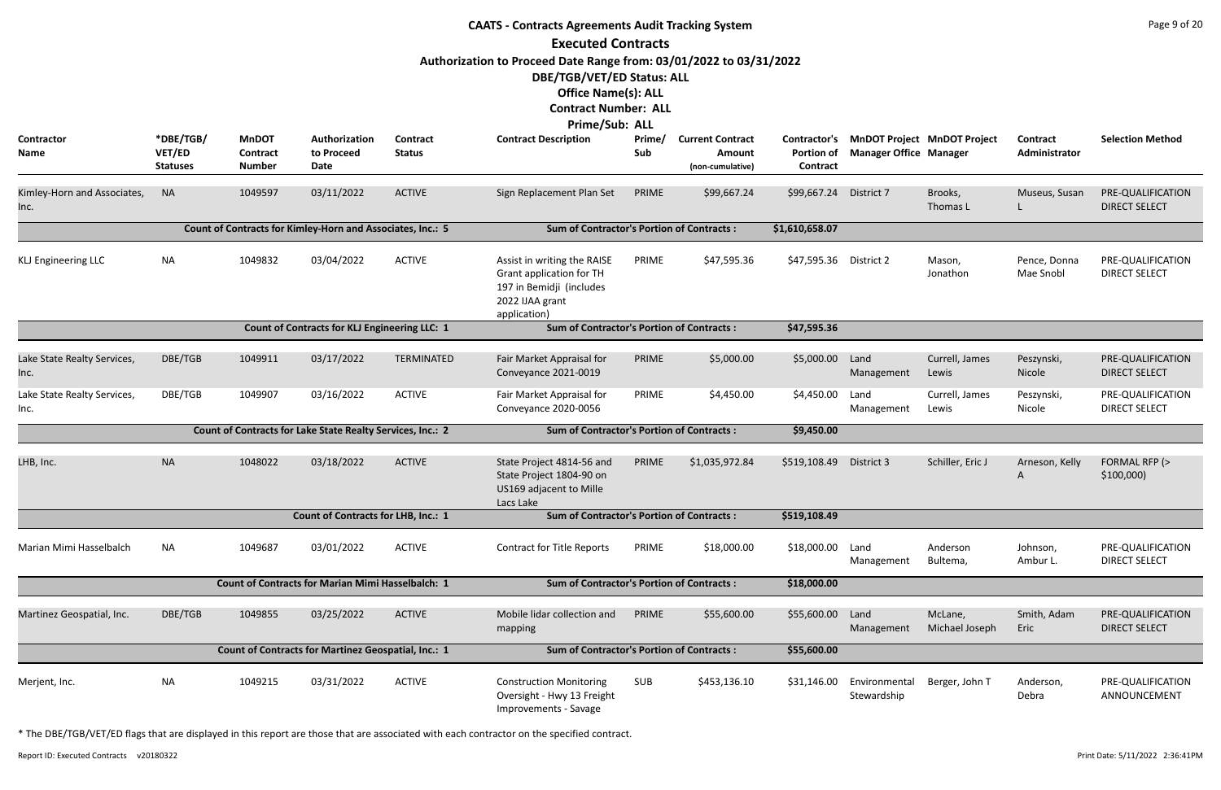# CAATS - Contracts Agreements Audit Tracking System

## Executed Contracts

**Authorization to Proceed Date Range from: 03/01/2022 to 03/31/2022**

**DBE/TGB/VET/ED Status: ALL**

**Office Name(s): ALL**

**Contract Number: ALL**

**Prime/Sub: ALL**

| Contractor Name | *DBE/TGB/VET/ED Statuses | MnDOT Contract Number | Authorization to Proceed Date | Contract Status | Contract Description | Prime/Sub | Current Contract Amount (non-cumulative) | Contractor's Portion of Contract | MnDOT Project Manager Office | MnDOT Project Manager | Contract Administrator | Selection Method |
|---|---|---|---|---|---|---|---|---|---|---|---|---|
| Kimley-Horn and Associates, Inc. | NA | 1049597 | 03/11/2022 | ACTIVE | Sign Replacement Plan Set | PRIME | $99,667.24 | $99,667.24 | District 7 | Brooks, Thomas L | Museus, Susan L | PRE-QUALIFICATION DIRECT SELECT |
| | | Count of Contracts for Kimley-Horn and Associates, Inc.: 5 | | | Sum of Contractor's Portion of Contracts : | | | $1,610,658.07 | | | | |
| KLJ Engineering LLC | NA | 1049832 | 03/04/2022 | ACTIVE | Assist in writing the RAISE Grant application for TH 197 in Bemidji (includes 2022 IJAA grant application) | PRIME | $47,595.36 | $47,595.36 | District 2 | Mason, Jonathon | Pence, Donna Mae Snobl | PRE-QUALIFICATION DIRECT SELECT |
| | | Count of Contracts for KLJ Engineering LLC: 1 | | | Sum of Contractor's Portion of Contracts : | | | $47,595.36 | | | | |
| Lake State Realty Services, Inc. | DBE/TGB | 1049911 | 03/17/2022 | TERMINATED | Fair Market Appraisal for Conveyance 2021-0019 | PRIME | $5,000.00 | $5,000.00 | Land Management | Currell, James Lewis | Peszynski, Nicole | PRE-QUALIFICATION DIRECT SELECT |
| Lake State Realty Services, Inc. | DBE/TGB | 1049907 | 03/16/2022 | ACTIVE | Fair Market Appraisal for Conveyance 2020-0056 | PRIME | $4,450.00 | $4,450.00 | Land Management | Currell, James Lewis | Peszynski, Nicole | PRE-QUALIFICATION DIRECT SELECT |
| | | Count of Contracts for Lake State Realty Services, Inc.: 2 | | | Sum of Contractor's Portion of Contracts : | | | $9,450.00 | | | | |
| LHB, Inc. | NA | 1048022 | 03/18/2022 | ACTIVE | State Project 4814-56 and State Project 1804-90 on US169 adjacent to Mille Lacs Lake | PRIME | $1,035,972.84 | $519,108.49 | District 3 | Schiller, Eric J | Arneson, Kelly A | FORMAL RFP (> $100,000) |
| | | Count of Contracts for LHB, Inc.: 1 | | | Sum of Contractor's Portion of Contracts : | | | $519,108.49 | | | | |
| Marian Mimi Hasselbalch | NA | 1049687 | 03/01/2022 | ACTIVE | Contract for Title Reports | PRIME | $18,000.00 | $18,000.00 | Land Management | Anderson Bultema, | Johnson, Ambur L. | PRE-QUALIFICATION DIRECT SELECT |
| | | Count of Contracts for Marian Mimi Hasselbalch: 1 | | | Sum of Contractor's Portion of Contracts : | | | $18,000.00 | | | | |
| Martinez Geospatial, Inc. | DBE/TGB | 1049855 | 03/25/2022 | ACTIVE | Mobile lidar collection and mapping | PRIME | $55,600.00 | $55,600.00 | Land Management | McLane, Michael Joseph | Smith, Adam Eric | PRE-QUALIFICATION DIRECT SELECT |
| | | Count of Contracts for Martinez Geospatial, Inc.: 1 | | | Sum of Contractor's Portion of Contracts : | | | $55,600.00 | | | | |
| Merjent, Inc. | NA | 1049215 | 03/31/2022 | ACTIVE | Construction Monitoring Oversight - Hwy 13 Freight Improvements - Savage | SUB | $453,136.10 | $31,146.00 | Environmental Stewardship | Berger, John T | Anderson, Debra | PRE-QUALIFICATION ANNOUNCEMENT |

\* The DBE/TGB/VET/ED flags that are displayed in this report are those that are associated with each contractor on the specified contract.

Report ID: Executed Contracts v20180322

Print Date: 5/11/2022 2:36:41PM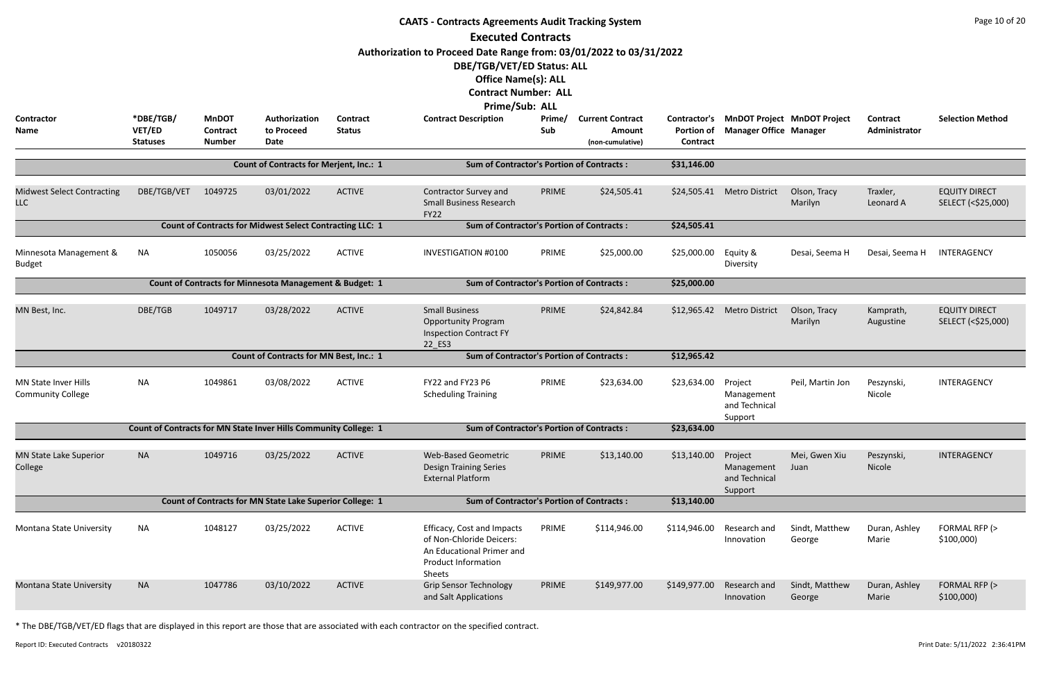# CAATS - Contracts Agreements Audit Tracking System

## Executed Contracts

**Authorization to Proceed Date Range from: 03/01/2022 to 03/31/2022**

**DBE/TGB/VET/ED Status: ALL**

**Office Name(s): ALL**

**Contract Number: ALL**

**Prime/Sub: ALL**

| Contractor Name | *DBE/TGB/VET/ED Statuses | MnDOT Contract Number | Authorization to Proceed Date | Contract Status | Contract Description | Prime/Sub | Current Contract Amount (non-cumulative) | Contractor's Portion of Contract | MnDOT Project Manager Office | MnDOT Project Manager | Contract Administrator | Selection Method |
|---|---|---|---|---|---|---|---|---|---|---|---|---|
| | | Count of Contracts for Merjent, Inc.: 1 | | | Sum of Contractor's Portion of Contracts : | | | $31,146.00 | | | | |
| Midwest Select Contracting LLC | DBE/TGB/VET | 1049725 | 03/01/2022 | ACTIVE | Contractor Survey and Small Business Research FY22 | PRIME | $24,505.41 | $24,505.41 | Metro District | Olson, Tracy Marilyn | Traxler, Leonard A | EQUITY DIRECT SELECT (<$25,000) |
| | | Count of Contracts for Midwest Select Contracting LLC: 1 | | | Sum of Contractor's Portion of Contracts : | | | $24,505.41 | | | | |
| Minnesota Management & Budget | NA | 1050056 | 03/25/2022 | ACTIVE | INVESTIGATION #0100 | PRIME | $25,000.00 | $25,000.00 | Equity & Diversity | Desai, Seema H | Desai, Seema H | INTERAGENCY |
| | | Count of Contracts for Minnesota Management & Budget: 1 | | | Sum of Contractor's Portion of Contracts : | | | $25,000.00 | | | | |
| MN Best, Inc. | DBE/TGB | 1049717 | 03/28/2022 | ACTIVE | Small Business Opportunity Program Inspection Contract FY 22_ES3 | PRIME | $24,842.84 | $12,965.42 | Metro District | Olson, Tracy Marilyn | Kamprath, Augustine | EQUITY DIRECT SELECT (<$25,000) |
| | | Count of Contracts for MN Best, Inc.: 1 | | | Sum of Contractor's Portion of Contracts : | | | $12,965.42 | | | | |
| MN State Inver Hills Community College | NA | 1049861 | 03/08/2022 | ACTIVE | FY22 and FY23 P6 Scheduling Training | PRIME | $23,634.00 | $23,634.00 | Project Management and Technical Support | Peil, Martin Jon | Peszynski, Nicole | INTERAGENCY |
| | | Count of Contracts for MN State Inver Hills Community College: 1 | | | Sum of Contractor's Portion of Contracts : | | | $23,634.00 | | | | |
| MN State Lake Superior College | NA | 1049716 | 03/25/2022 | ACTIVE | Web-Based Geometric Design Training Series External Platform | PRIME | $13,140.00 | $13,140.00 | Project Management and Technical Support | Mei, Gwen Xiu Juan | Peszynski, Nicole | INTERAGENCY |
| | | Count of Contracts for MN State Lake Superior College: 1 | | | Sum of Contractor's Portion of Contracts : | | | $13,140.00 | | | | |
| Montana State University | NA | 1048127 | 03/25/2022 | ACTIVE | Efficacy, Cost and Impacts of Non-Chloride Deicers: An Educational Primer and Product Information Sheets | PRIME | $114,946.00 | $114,946.00 | Research and Innovation | Sindt, Matthew George | Duran, Ashley Marie | FORMAL RFP (> $100,000) |
| Montana State University | NA | 1047786 | 03/10/2022 | ACTIVE | Grip Sensor Technology and Salt Applications | PRIME | $149,977.00 | $149,977.00 | Research and Innovation | Sindt, Matthew George | Duran, Ashley Marie | FORMAL RFP (> $100,000) |

* The DBE/TGB/VET/ED flags that are displayed in this report are those that are associated with each contractor on the specified contract.

Report ID: Executed Contracts v20180322

Print Date: 5/11/2022 2:36:41PM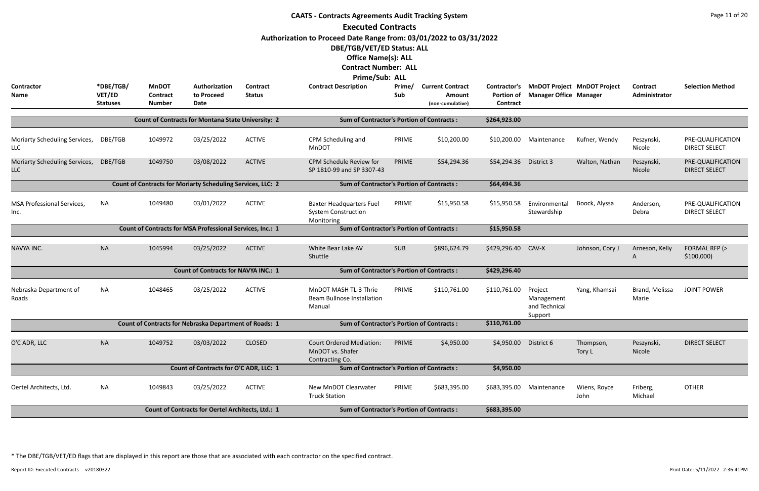# CAATS - Contracts Agreements Audit Tracking System

## Executed Contracts

**Authorization to Proceed Date Range from: 03/01/2022 to 03/31/2022**

**DBE/TGB/VET/ED Status: ALL**

**Office Name(s): ALL**

**Contract Number: ALL**

**Prime/Sub: ALL**

| Contractor Name | *DBE/TGB/ VET/ED Statuses | MnDOT Contract Number | Authorization to Proceed Date | Contract Status | Contract Description | Prime/ Sub | Current Contract Amount (non-cumulative) | Contractor's Portion of Contract | MnDOT Project Manager Office | MnDOT Project Manager | Contract Administrator | Selection Method |
|---|---|---|---|---|---|---|---|---|---|---|---|---|
| | | Count of Contracts for Montana State University: 2 | | | Sum of Contractor's Portion of Contracts : | | | $264,923.00 | | | | |
| Moriarty Scheduling Services, LLC | DBE/TGB | 1049972 | 03/25/2022 | ACTIVE | CPM Scheduling and MnDOT | PRIME | $10,200.00 | $10,200.00 | Maintenance | Kufner, Wendy | Peszynski, Nicole | PRE-QUALIFICATION DIRECT SELECT |
| Moriarty Scheduling Services, LLC | DBE/TGB | 1049750 | 03/08/2022 | ACTIVE | CPM Schedule Review for SP 1810-99 and SP 3307-43 | PRIME | $54,294.36 | $54,294.36 | District 3 | Walton, Nathan | Peszynski, Nicole | PRE-QUALIFICATION DIRECT SELECT |
| | | Count of Contracts for Moriarty Scheduling Services, LLC: 2 | | | Sum of Contractor's Portion of Contracts : | | | $64,494.36 | | | | |
| MSA Professional Services, Inc. | NA | 1049480 | 03/01/2022 | ACTIVE | Baxter Headquarters Fuel System Construction Monitoring | PRIME | $15,950.58 | $15,950.58 | Environmental Stewardship | Boock, Alyssa | Anderson, Debra | PRE-QUALIFICATION DIRECT SELECT |
| | | Count of Contracts for MSA Professional Services, Inc.: 1 | | | Sum of Contractor's Portion of Contracts : | | | $15,950.58 | | | | |
| NAVYA INC. | NA | 1045994 | 03/25/2022 | ACTIVE | White Bear Lake AV Shuttle | SUB | $896,624.79 | $429,296.40 | CAV-X | Johnson, Cory J | Arneson, Kelly A | FORMAL RFP (> $100,000) |
| | | Count of Contracts for NAVYA INC.: 1 | | | Sum of Contractor's Portion of Contracts : | | | $429,296.40 | | | | |
| Nebraska Department of Roads | NA | 1048465 | 03/25/2022 | ACTIVE | MnDOT MASH TL-3 Thrie Beam Bullnose Installation Manual | PRIME | $110,761.00 | $110,761.00 | Project Management and Technical Support | Yang, Khamsai | Brand, Melissa Marie | JOINT POWER |
| | | Count of Contracts for Nebraska Department of Roads: 1 | | | Sum of Contractor's Portion of Contracts : | | | $110,761.00 | | | | |
| O'C ADR, LLC | NA | 1049752 | 03/03/2022 | CLOSED | Court Ordered Mediation: MnDOT vs. Shafer Contracting Co. | PRIME | $4,950.00 | $4,950.00 | District 6 | Thompson, Tory L | Peszynski, Nicole | DIRECT SELECT |
| | | Count of Contracts for O'C ADR, LLC: 1 | | | Sum of Contractor's Portion of Contracts : | | | $4,950.00 | | | | |
| Oertel Architects, Ltd. | NA | 1049843 | 03/25/2022 | ACTIVE | New MnDOT Clearwater Truck Station | PRIME | $683,395.00 | $683,395.00 | Maintenance | Wiens, Royce John | Friberg, Michael | OTHER |
| | | Count of Contracts for Oertel Architects, Ltd.: 1 | | | Sum of Contractor's Portion of Contracts : | | | $683,395.00 | | | | |

* The DBE/TGB/VET/ED flags that are displayed in this report are those that are associated with each contractor on the specified contract.

Report ID: Executed Contracts v20180322

Print Date: 5/11/2022 2:36:41PM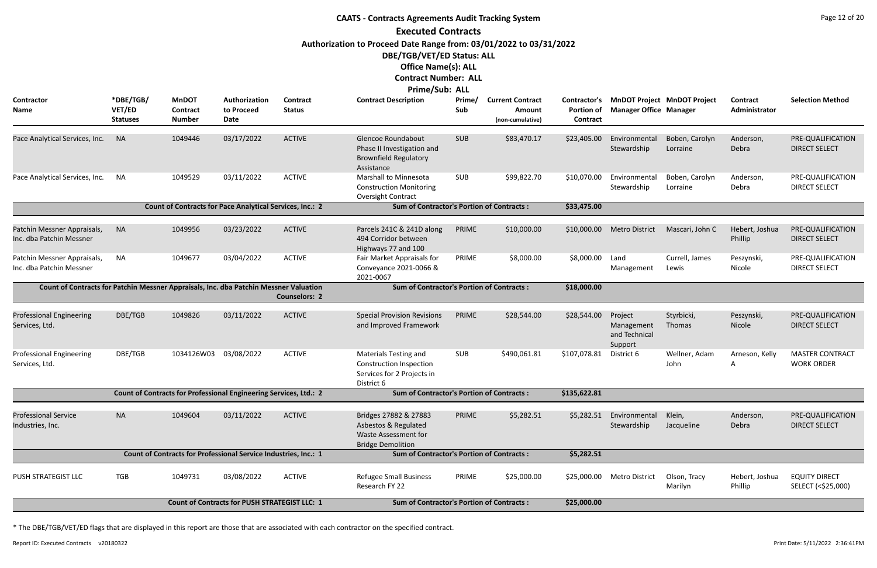# CAATS - Contracts Agreements Audit Tracking System

## Executed Contracts

**Authorization to Proceed Date Range from: 03/01/2022 to 03/31/2022**

**DBE/TGB/VET/ED Status: ALL**

**Office Name(s): ALL**

**Contract Number: ALL**

**Prime/Sub: ALL**

| Contractor Name | *DBE/TGB/VET/ED Statuses | MnDOT Contract Number | Authorization to Proceed Date | Contract Status | Contract Description | Prime/Sub | Current Contract Amount (non-cumulative) | Contractor's Portion of Contract | MnDOT Project Manager Office | MnDOT Project Manager | Contract Administrator | Selection Method |
|---|---|---|---|---|---|---|---|---|---|---|---|---|
| Pace Analytical Services, Inc. | NA | 1049446 | 03/17/2022 | ACTIVE | Glencoe Roundabout Phase II Investigation and Brownfield Regulatory Assistance | SUB | $83,470.17 | $23,405.00 | Environmental Stewardship | Boben, Carolyn Lorraine | Anderson, Debra | PRE-QUALIFICATION DIRECT SELECT |
| Pace Analytical Services, Inc. | NA | 1049529 | 03/11/2022 | ACTIVE | Marshall to Minnesota Construction Monitoring Oversight Contract | SUB | $99,822.70 | $10,070.00 | Environmental Stewardship | Boben, Carolyn Lorraine | Anderson, Debra | PRE-QUALIFICATION DIRECT SELECT |
| | | Count of Contracts for Pace Analytical Services, Inc.: 2 | | | Sum of Contractor's Portion of Contracts : | | | $33,475.00 | | | | |
| Patchin Messner Appraisals, Inc. dba Patchin Messner | NA | 1049956 | 03/23/2022 | ACTIVE | Parcels 241C & 241D along 494 Corridor between Highways 77 and 100 | PRIME | $10,000.00 | $10,000.00 | Metro District | Mascari, John C | Hebert, Joshua Phillip | PRE-QUALIFICATION DIRECT SELECT |
| Patchin Messner Appraisals, Inc. dba Patchin Messner | NA | 1049677 | 03/04/2022 | ACTIVE | Fair Market Appraisals for Conveyance 2021-0066 & 2021-0067 | PRIME | $8,000.00 | $8,000.00 | Land Management | Currell, James Lewis | Peszynski, Nicole | PRE-QUALIFICATION DIRECT SELECT |
| Count of Contracts for Patchin Messner Appraisals, Inc. dba Patchin Messner Valuation Counselors: 2 | | | | | Sum of Contractor's Portion of Contracts : | | | $18,000.00 | | | | |
| Professional Engineering Services, Ltd. | DBE/TGB | 1049826 | 03/11/2022 | ACTIVE | Special Provision Revisions and Improved Framework | PRIME | $28,544.00 | $28,544.00 | Project Management and Technical Support | Styrbicki, Thomas | Peszynski, Nicole | PRE-QUALIFICATION DIRECT SELECT |
| Professional Engineering Services, Ltd. | DBE/TGB | 1034126W03 | 03/08/2022 | ACTIVE | Materials Testing and Construction Inspection Services for 2 Projects in District 6 | SUB | $490,061.81 | $107,078.81 | District 6 | Wellner, Adam John | Arneson, Kelly A | MASTER CONTRACT WORK ORDER |
| | | Count of Contracts for Professional Engineering Services, Ltd.: 2 | | | Sum of Contractor's Portion of Contracts : | | | $135,622.81 | | | | |
| Professional Service Industries, Inc. | NA | 1049604 | 03/11/2022 | ACTIVE | Bridges 27882 & 27883 Asbestos & Regulated Waste Assessment for Bridge Demolition | PRIME | $5,282.51 | $5,282.51 | Environmental Stewardship | Klein, Jacqueline | Anderson, Debra | PRE-QUALIFICATION DIRECT SELECT |
| | | Count of Contracts for Professional Service Industries, Inc.: 1 | | | Sum of Contractor's Portion of Contracts : | | | $5,282.51 | | | | |
| PUSH STRATEGIST LLC | TGB | 1049731 | 03/08/2022 | ACTIVE | Refugee Small Business Research FY 22 | PRIME | $25,000.00 | $25,000.00 | Metro District | Olson, Tracy Marilyn | Hebert, Joshua Phillip | EQUITY DIRECT SELECT (<$25,000) |
| | | Count of Contracts for PUSH STRATEGIST LLC: 1 | | | Sum of Contractor's Portion of Contracts : | | | $25,000.00 | | | | |

* The DBE/TGB/VET/ED flags that are displayed in this report are those that are associated with each contractor on the specified contract.

Report ID: Executed Contracts v20180322 Print Date: 5/11/2022 2:36:41PM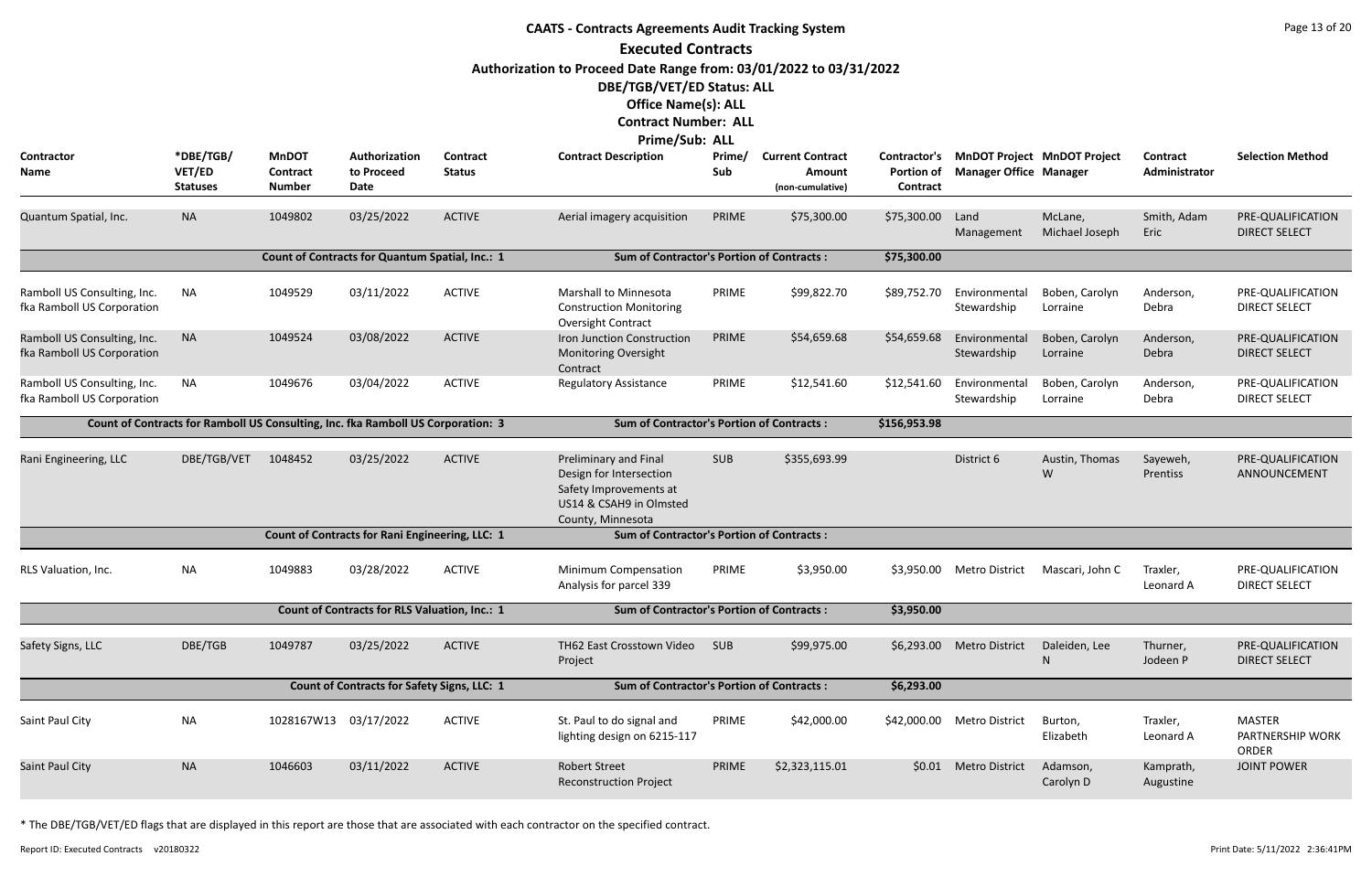# CAATS - Contracts Agreements Audit Tracking System

## Executed Contracts

**Authorization to Proceed Date Range from: 03/01/2022 to 03/31/2022**

**DBE/TGB/VET/ED Status: ALL**

**Office Name(s): ALL**

**Contract Number: ALL**

**Prime/Sub: ALL**

| Contractor Name | *DBE/TGB/ VET/ED Statuses | MnDOT Contract Number | Authorization to Proceed Date | Contract Status | Contract Description | Prime/ Sub | Current Contract Amount (non-cumulative) | Contractor's Portion of Contract | MnDOT Project Manager Office | MnDOT Project Manager | Contract Administrator | Selection Method |
|---|---|---|---|---|---|---|---|---|---|---|---|---|
| Quantum Spatial, Inc. | NA | 1049802 | 03/25/2022 | ACTIVE | Aerial imagery acquisition | PRIME | $75,300.00 | $75,300.00 | Land Management | McLane, Michael Joseph | Smith, Adam Eric | PRE-QUALIFICATION DIRECT SELECT |
| | | Count of Contracts for Quantum Spatial, Inc.: 1 | | | Sum of Contractor's Portion of Contracts : | | | $75,300.00 | | | | |
| Ramboll US Consulting, Inc. fka Ramboll US Corporation | NA | 1049529 | 03/11/2022 | ACTIVE | Marshall to Minnesota Construction Monitoring Oversight Contract | PRIME | $99,822.70 | $89,752.70 | Environmental Stewardship | Boben, Carolyn Lorraine | Anderson, Debra | PRE-QUALIFICATION DIRECT SELECT |
| Ramboll US Consulting, Inc. fka Ramboll US Corporation | NA | 1049524 | 03/08/2022 | ACTIVE | Iron Junction Construction Monitoring Oversight Contract | PRIME | $54,659.68 | $54,659.68 | Environmental Stewardship | Boben, Carolyn Lorraine | Anderson, Debra | PRE-QUALIFICATION DIRECT SELECT |
| Ramboll US Consulting, Inc. fka Ramboll US Corporation | NA | 1049676 | 03/04/2022 | ACTIVE | Regulatory Assistance | PRIME | $12,541.60 | $12,541.60 | Environmental Stewardship | Boben, Carolyn Lorraine | Anderson, Debra | PRE-QUALIFICATION DIRECT SELECT |
| Count of Contracts for Ramboll US Consulting, Inc. fka Ramboll US Corporation: 3 | | | | | Sum of Contractor's Portion of Contracts : | | | $156,953.98 | | | | |
| Rani Engineering, LLC | DBE/TGB/VET | 1048452 | 03/25/2022 | ACTIVE | Preliminary and Final Design for Intersection Safety Improvements at US14 & CSAH9 in Olmsted County, Minnesota | SUB | $355,693.99 | | District 6 | Austin, Thomas W | Sayeweh, Prentiss | PRE-QUALIFICATION ANNOUNCEMENT |
| | | Count of Contracts for Rani Engineering, LLC: 1 | | | Sum of Contractor's Portion of Contracts : | | | | | | | |
| RLS Valuation, Inc. | NA | 1049883 | 03/28/2022 | ACTIVE | Minimum Compensation Analysis for parcel 339 | PRIME | $3,950.00 | $3,950.00 | Metro District | Mascari, John C | Traxler, Leonard A | PRE-QUALIFICATION DIRECT SELECT |
| | | Count of Contracts for RLS Valuation, Inc.: 1 | | | Sum of Contractor's Portion of Contracts : | | | $3,950.00 | | | | |
| Safety Signs, LLC | DBE/TGB | 1049787 | 03/25/2022 | ACTIVE | TH62 East Crosstown Video Project | SUB | $99,975.00 | $6,293.00 | Metro District | Daleiden, Lee N | Thurner, Jodeen P | PRE-QUALIFICATION DIRECT SELECT |
| | | Count of Contracts for Safety Signs, LLC: 1 | | | Sum of Contractor's Portion of Contracts : | | | $6,293.00 | | | | |
| Saint Paul City | NA | 1028167W13 | 03/17/2022 | ACTIVE | St. Paul to do signal and lighting design on 6215-117 | PRIME | $42,000.00 | $42,000.00 | Metro District | Burton, Elizabeth | Traxler, Leonard A | MASTER PARTNERSHIP WORK ORDER |
| Saint Paul City | NA | 1046603 | 03/11/2022 | ACTIVE | Robert Street Reconstruction Project | PRIME | $2,323,115.01 | $0.01 | Metro District | Adamson, Carolyn D | Kamprath, Augustine | JOINT POWER |

\* The DBE/TGB/VET/ED flags that are displayed in this report are those that are associated with each contractor on the specified contract.

Report ID: Executed Contracts v20180322 Print Date: 5/11/2022 2:36:41PM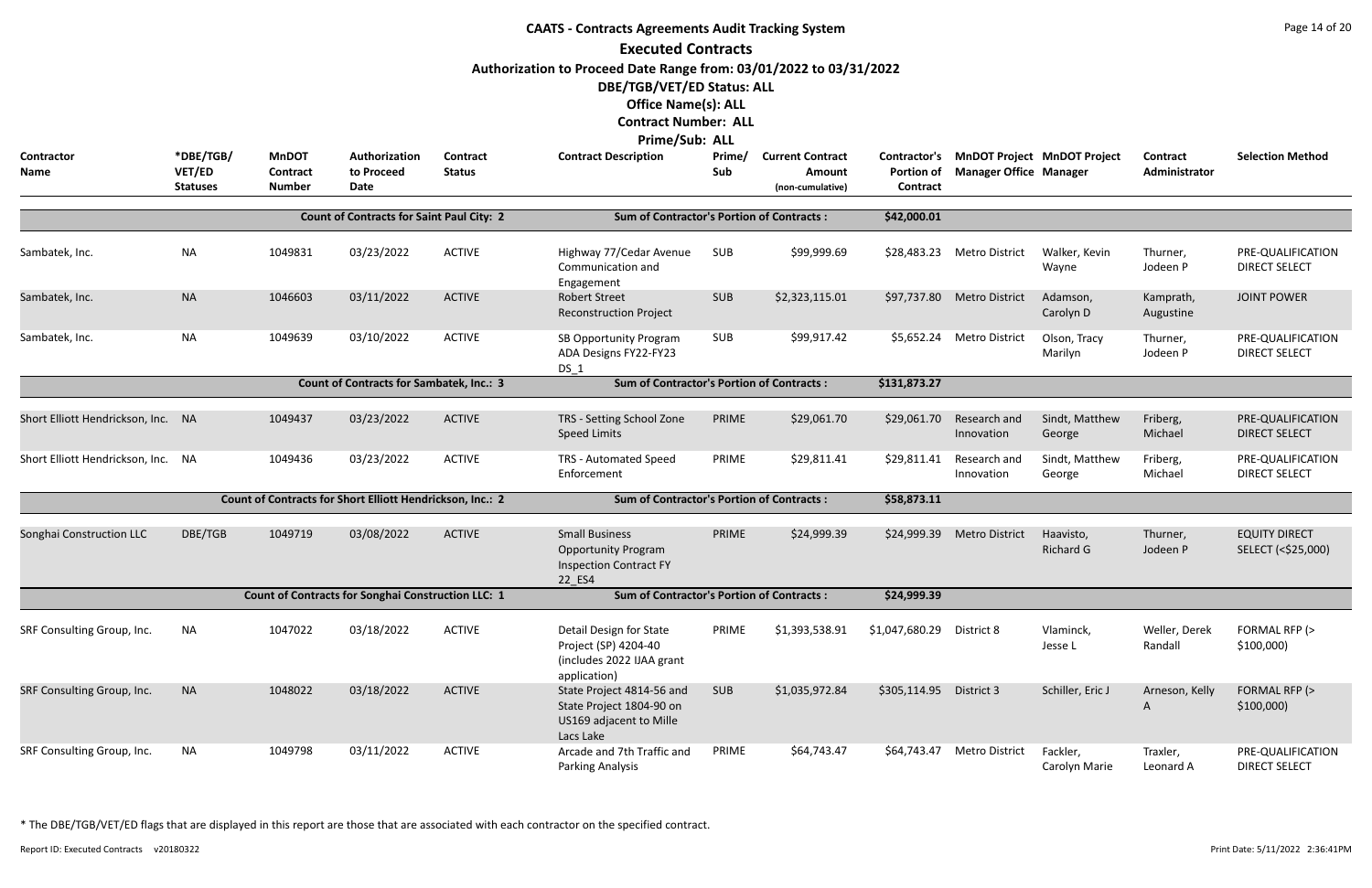# CAATS - Contracts Agreements Audit Tracking System

## Executed Contracts

**Authorization to Proceed Date Range from: 03/01/2022 to 03/31/2022**

**DBE/TGB/VET/ED Status: ALL**

**Office Name(s): ALL**

**Contract Number: ALL**

**Prime/Sub: ALL**

| Contractor Name | *DBE/TGB/ VET/ED Statuses | MnDOT Contract Number | Authorization to Proceed Date | Contract Status | Contract Description | Prime/ Sub | Current Contract Amount (non-cumulative) | Contractor's Portion of Contract | MnDOT Project Manager Office | MnDOT Project Manager | Contract Administrator | Selection Method |
|---|---|---|---|---|---|---|---|---|---|---|---|---|
| | | Count of Contracts for Saint Paul City: 2 | | | Sum of Contractor's Portion of Contracts : | | | $42,000.01 | | | | |
| Sambatek, Inc. | NA | 1049831 | 03/23/2022 | ACTIVE | Highway 77/Cedar Avenue Communication and Engagement | SUB | $99,999.69 | $28,483.23 | Metro District | Walker, Kevin Wayne | Thurner, Jodeen P | PRE-QUALIFICATION DIRECT SELECT |
| Sambatek, Inc. | NA | 1046603 | 03/11/2022 | ACTIVE | Robert Street Reconstruction Project | SUB | $2,323,115.01 | $97,737.80 | Metro District | Adamson, Carolyn D | Kamprath, Augustine | JOINT POWER |
| Sambatek, Inc. | NA | 1049639 | 03/10/2022 | ACTIVE | SB Opportunity Program ADA Designs FY22-FY23 DS_1 | SUB | $99,917.42 | $5,652.24 | Metro District | Olson, Tracy Marilyn | Thurner, Jodeen P | PRE-QUALIFICATION DIRECT SELECT |
| | | Count of Contracts for Sambatek, Inc.: 3 | | | Sum of Contractor's Portion of Contracts : | | | $131,873.27 | | | | |
| Short Elliott Hendrickson, Inc. | NA | 1049437 | 03/23/2022 | ACTIVE | TRS - Setting School Zone Speed Limits | PRIME | $29,061.70 | $29,061.70 | Research and Innovation | Sindt, Matthew George | Friberg, Michael | PRE-QUALIFICATION DIRECT SELECT |
| Short Elliott Hendrickson, Inc. | NA | 1049436 | 03/23/2022 | ACTIVE | TRS - Automated Speed Enforcement | PRIME | $29,811.41 | $29,811.41 | Research and Innovation | Sindt, Matthew George | Friberg, Michael | PRE-QUALIFICATION DIRECT SELECT |
| | | Count of Contracts for Short Elliott Hendrickson, Inc.: 2 | | | Sum of Contractor's Portion of Contracts : | | | $58,873.11 | | | | |
| Songhai Construction LLC | DBE/TGB | 1049719 | 03/08/2022 | ACTIVE | Small Business Opportunity Program Inspection Contract FY 22_ES4 | PRIME | $24,999.39 | $24,999.39 | Metro District | Haavisto, Richard G | Thurner, Jodeen P | EQUITY DIRECT SELECT (<$25,000) |
| | | Count of Contracts for Songhai Construction LLC: 1 | | | Sum of Contractor's Portion of Contracts : | | | $24,999.39 | | | | |
| SRF Consulting Group, Inc. | NA | 1047022 | 03/18/2022 | ACTIVE | Detail Design for State Project (SP) 4204-40 (includes 2022 IJAA grant application) | PRIME | $1,393,538.91 | $1,047,680.29 | District 8 | Vlaminck, Jesse L | Weller, Derek Randall | FORMAL RFP (> $100,000) |
| SRF Consulting Group, Inc. | NA | 1048022 | 03/18/2022 | ACTIVE | State Project 4814-56 and State Project 1804-90 on US169 adjacent to Mille Lacs Lake | SUB | $1,035,972.84 | $305,114.95 | District 3 | Schiller, Eric J | Arneson, Kelly A | FORMAL RFP (> $100,000) |
| SRF Consulting Group, Inc. | NA | 1049798 | 03/11/2022 | ACTIVE | Arcade and 7th Traffic and Parking Analysis | PRIME | $64,743.47 | $64,743.47 | Metro District | Fackler, Carolyn Marie | Traxler, Leonard A | PRE-QUALIFICATION DIRECT SELECT |

\* The DBE/TGB/VET/ED flags that are displayed in this report are those that are associated with each contractor on the specified contract.

Report ID: Executed Contracts v20180322

Print Date: 5/11/2022 2:36:41PM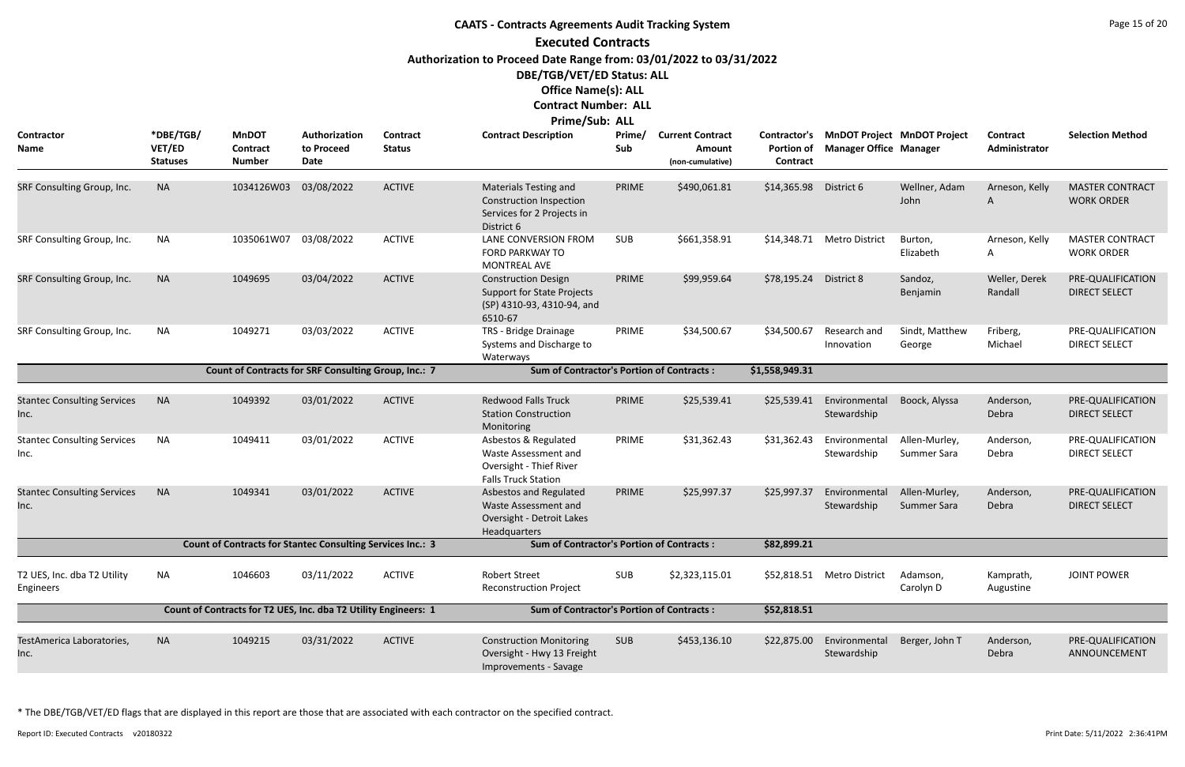# CAATS - Contracts Agreements Audit Tracking System

## Executed Contracts

**Authorization to Proceed Date Range from: 03/01/2022 to 03/31/2022**

**DBE/TGB/VET/ED Status: ALL**

**Office Name(s): ALL**

**Contract Number: ALL**

**Prime/Sub: ALL**

| Contractor Name | *DBE/TGB/VET/ED Statuses | MnDOT Contract Number | Authorization to Proceed Date | Contract Status | Contract Description | Prime/Sub | Current Contract Amount (non-cumulative) | Contractor's Portion of Contract | MnDOT Project Manager Office | MnDOT Project Manager | Contract Administrator | Selection Method |
|---|---|---|---|---|---|---|---|---|---|---|---|---|
| SRF Consulting Group, Inc. | NA | 1034126W03 | 03/08/2022 | ACTIVE | Materials Testing and Construction Inspection Services for 2 Projects in District 6 | PRIME | $490,061.81 | $14,365.98 | District 6 | Wellner, Adam John | Arneson, Kelly A | MASTER CONTRACT WORK ORDER |
| SRF Consulting Group, Inc. | NA | 1035061W07 | 03/08/2022 | ACTIVE | LANE CONVERSION FROM FORD PARKWAY TO MONTREAL AVE | SUB | $661,358.91 | $14,348.71 | Metro District | Burton, Elizabeth | Arneson, Kelly A | MASTER CONTRACT WORK ORDER |
| SRF Consulting Group, Inc. | NA | 1049695 | 03/04/2022 | ACTIVE | Construction Design Support for State Projects (SP) 4310-93, 4310-94, and 6510-67 | PRIME | $99,959.64 | $78,195.24 | District 8 | Sandoz, Benjamin | Weller, Derek Randall | PRE-QUALIFICATION DIRECT SELECT |
| SRF Consulting Group, Inc. | NA | 1049271 | 03/03/2022 | ACTIVE | TRS - Bridge Drainage Systems and Discharge to Waterways | PRIME | $34,500.67 | $34,500.67 | Research and Innovation | Sindt, Matthew George | Friberg, Michael | PRE-QUALIFICATION DIRECT SELECT |
| | | Count of Contracts for SRF Consulting Group, Inc.: 7 | | | Sum of Contractor's Portion of Contracts : | | | $1,558,949.31 | | | | |
| Stantec Consulting Services Inc. | NA | 1049392 | 03/01/2022 | ACTIVE | Redwood Falls Truck Station Construction Monitoring | PRIME | $25,539.41 | $25,539.41 | Environmental Stewardship | Boock, Alyssa | Anderson, Debra | PRE-QUALIFICATION DIRECT SELECT |
| Stantec Consulting Services Inc. | NA | 1049411 | 03/01/2022 | ACTIVE | Asbestos & Regulated Waste Assessment and Oversight - Thief River Falls Truck Station | PRIME | $31,362.43 | $31,362.43 | Environmental Stewardship | Allen-Murley, Summer Sara | Anderson, Debra | PRE-QUALIFICATION DIRECT SELECT |
| Stantec Consulting Services Inc. | NA | 1049341 | 03/01/2022 | ACTIVE | Asbestos and Regulated Waste Assessment and Oversight - Detroit Lakes Headquarters | PRIME | $25,997.37 | $25,997.37 | Environmental Stewardship | Allen-Murley, Summer Sara | Anderson, Debra | PRE-QUALIFICATION DIRECT SELECT |
| | | Count of Contracts for Stantec Consulting Services Inc.: 3 | | | Sum of Contractor's Portion of Contracts : | | | $82,899.21 | | | | |
| T2 UES, Inc. dba T2 Utility Engineers | NA | 1046603 | 03/11/2022 | ACTIVE | Robert Street Reconstruction Project | SUB | $2,323,115.01 | $52,818.51 | Metro District | Adamson, Carolyn D | Kamprath, Augustine | JOINT POWER |
| | | Count of Contracts for T2 UES, Inc. dba T2 Utility Engineers: 1 | | | Sum of Contractor's Portion of Contracts : | | | $52,818.51 | | | | |
| TestAmerica Laboratories, Inc. | NA | 1049215 | 03/31/2022 | ACTIVE | Construction Monitoring Oversight - Hwy 13 Freight Improvements - Savage | SUB | $453,136.10 | $22,875.00 | Environmental Stewardship | Berger, John T | Anderson, Debra | PRE-QUALIFICATION ANNOUNCEMENT |

\* The DBE/TGB/VET/ED flags that are displayed in this report are those that are associated with each contractor on the specified contract.

Report ID: Executed Contracts v20180322

Print Date: 5/11/2022 2:36:41PM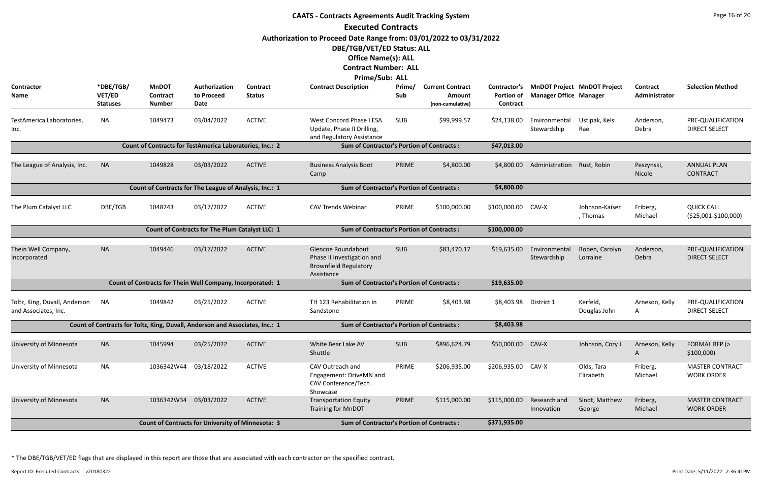# CAATS - Contracts Agreements Audit Tracking System

## Executed Contracts

**Authorization to Proceed Date Range from: 03/01/2022 to 03/31/2022**

**DBE/TGB/VET/ED Status: ALL**

**Office Name(s): ALL**

**Contract Number: ALL**

**Prime/Sub: ALL**

| Contractor Name | *DBE/TGB/ VET/ED Statuses | MnDOT Contract Number | Authorization to Proceed Date | Contract Status | Contract Description | Prime/ Sub | Current Contract Amount (non-cumulative) | Contractor's Portion of Contract | MnDOT Project Manager Office | MnDOT Project Manager | Contract Administrator | Selection Method |
|---|---|---|---|---|---|---|---|---|---|---|---|---|
| TestAmerica Laboratories, Inc. | NA | 1049473 | 03/04/2022 | ACTIVE | West Concord Phase I ESA Update, Phase II Drilling, and Regulatory Assistance | SUB | $99,999.57 | $24,138.00 | Environmental Stewardship | Ustipak, Kelsi Rae | Anderson, Debra | PRE-QUALIFICATION DIRECT SELECT |
| | | Count of Contracts for TestAmerica Laboratories, Inc.: 2 | | | Sum of Contractor's Portion of Contracts : | | | $47,013.00 | | | | |
| The League of Analysis, Inc. | NA | 1049828 | 03/03/2022 | ACTIVE | Business Analysis Boot Camp | PRIME | $4,800.00 | $4,800.00 | Administration | Rust, Robin | Peszynski, Nicole | ANNUAL PLAN CONTRACT |
| | | Count of Contracts for The League of Analysis, Inc.: 1 | | | Sum of Contractor's Portion of Contracts : | | | $4,800.00 | | | | |
| The Plum Catalyst LLC | DBE/TGB | 1048743 | 03/17/2022 | ACTIVE | CAV Trends Webinar | PRIME | $100,000.00 | $100,000.00 | CAV-X | Johnson-Kaiser, Thomas | Friberg, Michael | QUICK CALL ($25,001-$100,000) |
| | | Count of Contracts for The Plum Catalyst LLC: 1 | | | Sum of Contractor's Portion of Contracts : | | | $100,000.00 | | | | |
| Thein Well Company, Incorporated | NA | 1049446 | 03/17/2022 | ACTIVE | Glencoe Roundabout Phase II Investigation and Brownfield Regulatory Assistance | SUB | $83,470.17 | $19,635.00 | Environmental Stewardship | Boben, Carolyn Lorraine | Anderson, Debra | PRE-QUALIFICATION DIRECT SELECT |
| | | Count of Contracts for Thein Well Company, Incorporated: 1 | | | Sum of Contractor's Portion of Contracts : | | | $19,635.00 | | | | |
| Toltz, King, Duvall, Anderson and Associates, Inc. | NA | 1049842 | 03/25/2022 | ACTIVE | TH 123 Rehabilitation in Sandstone | PRIME | $8,403.98 | $8,403.98 | District 1 | Kerfeld, Douglas John | Arneson, Kelly A | PRE-QUALIFICATION DIRECT SELECT |
| | | Count of Contracts for Toltz, King, Duvall, Anderson and Associates, Inc.: 1 | | | Sum of Contractor's Portion of Contracts : | | | $8,403.98 | | | | |
| University of Minnesota | NA | 1045994 | 03/25/2022 | ACTIVE | White Bear Lake AV Shuttle | SUB | $896,624.79 | $50,000.00 | CAV-X | Johnson, Cory J | Arneson, Kelly A | FORMAL RFP (> $100,000) |
| University of Minnesota | NA | 1036342W44 | 03/18/2022 | ACTIVE | CAV Outreach and Engagement: DriveMN and CAV Conference/Tech Showcase | PRIME | $206,935.00 | $206,935.00 | CAV-X | Olds, Tara Elizabeth | Friberg, Michael | MASTER CONTRACT WORK ORDER |
| University of Minnesota | NA | 1036342W34 | 03/03/2022 | ACTIVE | Transportation Equity Training for MnDOT | PRIME | $115,000.00 | $115,000.00 | Research and Innovation | Sindt, Matthew George | Friberg, Michael | MASTER CONTRACT WORK ORDER |
| | | Count of Contracts for University of Minnesota: 3 | | | Sum of Contractor's Portion of Contracts : | | | $371,935.00 | | | | |

* The DBE/TGB/VET/ED flags that are displayed in this report are those that are associated with each contractor on the specified contract.

Report ID: Executed Contracts v20180322

Print Date: 5/11/2022 2:36:41PM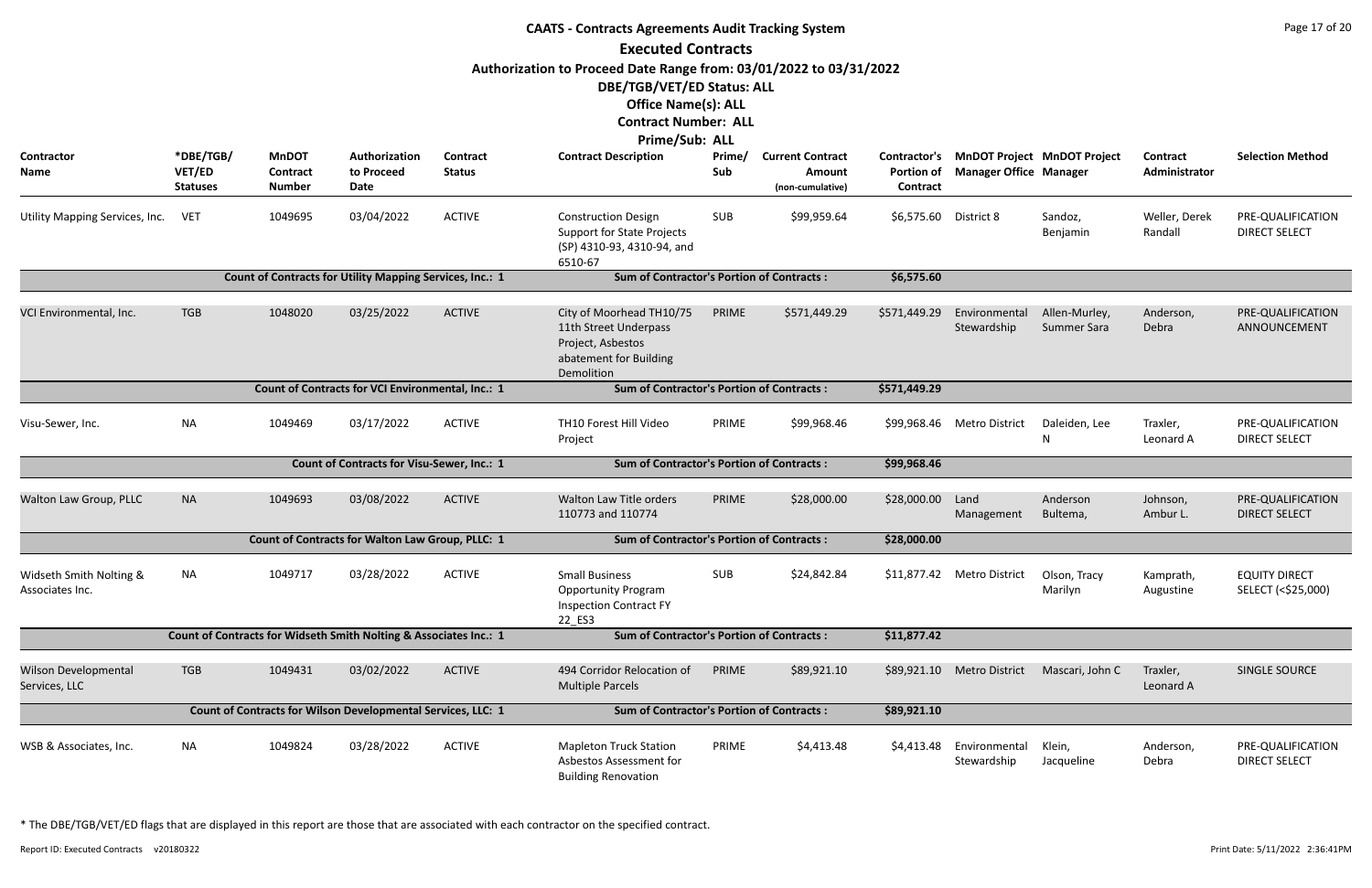# CAATS - Contracts Agreements Audit Tracking System

## Executed Contracts

**Authorization to Proceed Date Range from: 03/01/2022 to 03/31/2022**

**DBE/TGB/VET/ED Status: ALL**

**Office Name(s): ALL**

**Contract Number: ALL**

**Prime/Sub: ALL**

| Contractor Name | *DBE/TGB/ VET/ED Statuses | MnDOT Contract Number | Authorization to Proceed Date | Contract Status | Contract Description | Prime/ Sub | Current Contract Amount (non-cumulative) | Contractor's Portion of Contract | MnDOT Project Manager Office | MnDOT Project Manager | Contract Administrator | Selection Method |
|---|---|---|---|---|---|---|---|---|---|---|---|---|
| Utility Mapping Services, Inc. | VET | 1049695 | 03/04/2022 | ACTIVE | Construction Design Support for State Projects (SP) 4310-93, 4310-94, and 6510-67 | SUB | $99,959.64 | $6,575.60 | District 8 | Sandoz, Benjamin | Weller, Derek Randall | PRE-QUALIFICATION DIRECT SELECT |
| | | Count of Contracts for Utility Mapping Services, Inc.: 1 | | | Sum of Contractor's Portion of Contracts : | | | $6,575.60 | | | | |
| VCI Environmental, Inc. | TGB | 1048020 | 03/25/2022 | ACTIVE | City of Moorhead TH10/75 11th Street Underpass Project, Asbestos abatement for Building Demolition | PRIME | $571,449.29 | $571,449.29 | Environmental Stewardship | Allen-Murley, Summer Sara | Anderson, Debra | PRE-QUALIFICATION ANNOUNCEMENT |
| | | Count of Contracts for VCI Environmental, Inc.: 1 | | | Sum of Contractor's Portion of Contracts : | | | $571,449.29 | | | | |
| Visu-Sewer, Inc. | NA | 1049469 | 03/17/2022 | ACTIVE | TH10 Forest Hill Video Project | PRIME | $99,968.46 | $99,968.46 | Metro District | Daleiden, Lee N | Traxler, Leonard A | PRE-QUALIFICATION DIRECT SELECT |
| | | Count of Contracts for Visu-Sewer, Inc.: 1 | | | Sum of Contractor's Portion of Contracts : | | | $99,968.46 | | | | |
| Walton Law Group, PLLC | NA | 1049693 | 03/08/2022 | ACTIVE | Walton Law Title orders 110773 and 110774 | PRIME | $28,000.00 | $28,000.00 | Land Management | Anderson Bultema, | Johnson, Ambur L. | PRE-QUALIFICATION DIRECT SELECT |
| | | Count of Contracts for Walton Law Group, PLLC: 1 | | | Sum of Contractor's Portion of Contracts : | | | $28,000.00 | | | | |
| Widseth Smith Nolting & Associates Inc. | NA | 1049717 | 03/28/2022 | ACTIVE | Small Business Opportunity Program Inspection Contract FY 22_ES3 | SUB | $24,842.84 | $11,877.42 | Metro District | Olson, Tracy Marilyn | Kamprath, Augustine | EQUITY DIRECT SELECT (<$25,000) |
| | | Count of Contracts for Widseth Smith Nolting & Associates Inc.: 1 | | | Sum of Contractor's Portion of Contracts : | | | $11,877.42 | | | | |
| Wilson Developmental Services, LLC | TGB | 1049431 | 03/02/2022 | ACTIVE | 494 Corridor Relocation of Multiple Parcels | PRIME | $89,921.10 | $89,921.10 | Metro District | Mascari, John C | Traxler, Leonard A | SINGLE SOURCE |
| | | Count of Contracts for Wilson Developmental Services, LLC: 1 | | | Sum of Contractor's Portion of Contracts : | | | $89,921.10 | | | | |
| WSB & Associates, Inc. | NA | 1049824 | 03/28/2022 | ACTIVE | Mapleton Truck Station Asbestos Assessment for Building Renovation | PRIME | $4,413.48 | $4,413.48 | Environmental Stewardship | Klein, Jacqueline | Anderson, Debra | PRE-QUALIFICATION DIRECT SELECT |

* The DBE/TGB/VET/ED flags that are displayed in this report are those that are associated with each contractor on the specified contract.

Report ID: Executed Contracts v20180322

Print Date: 5/11/2022 2:36:41PM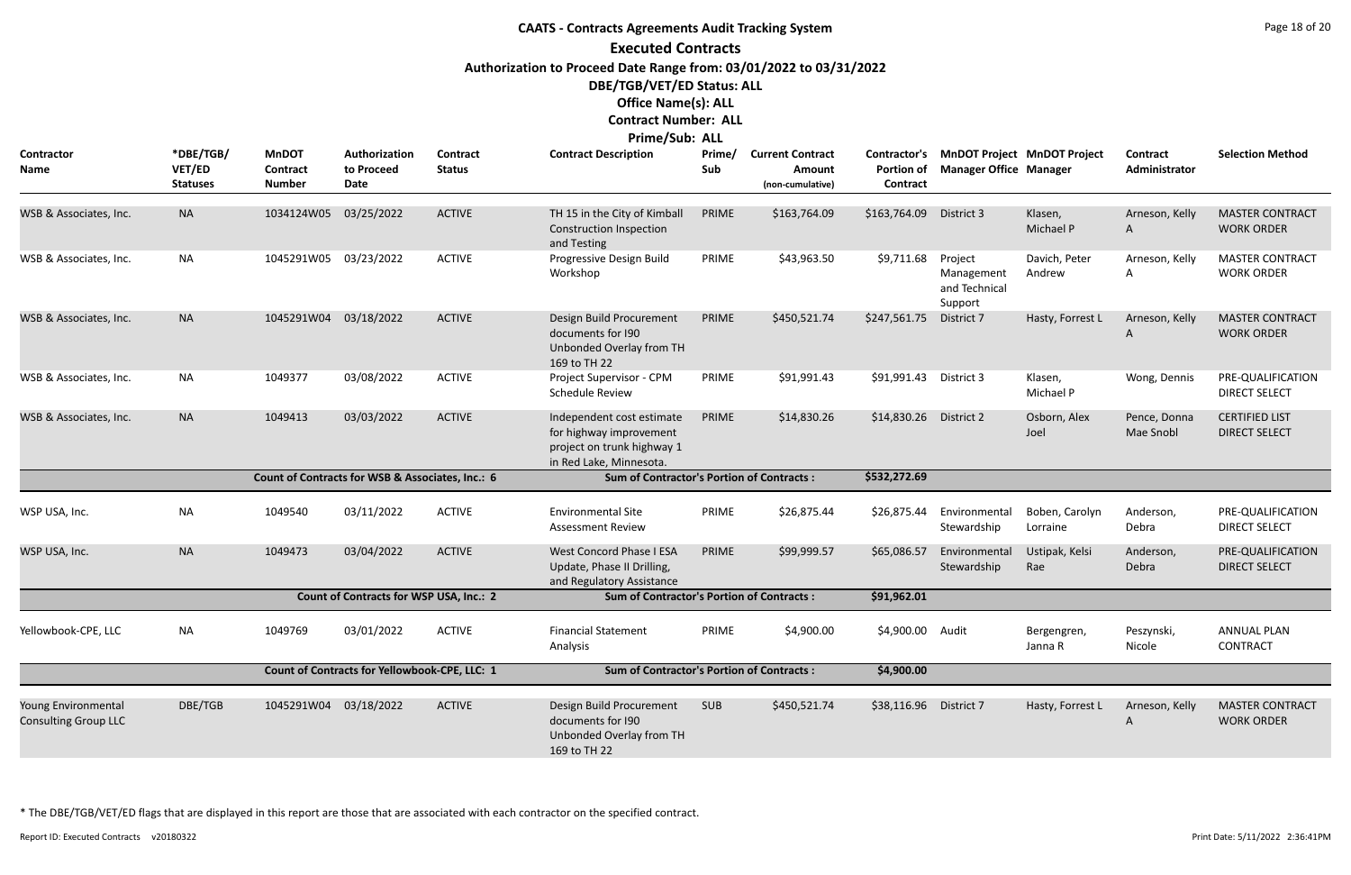# CAATS - Contracts Agreements Audit Tracking System

## Executed Contracts

**Authorization to Proceed Date Range from: 03/01/2022 to 03/31/2022**

**DBE/TGB/VET/ED Status: ALL**

**Office Name(s): ALL**

**Contract Number: ALL**

**Prime/Sub: ALL**

| Contractor Name | *DBE/TGB/ VET/ED Statuses | MnDOT Contract Number | Authorization to Proceed Date | Contract Status | Contract Description | Prime/ Sub | Current Contract Amount (non-cumulative) | Contractor's Portion of Contract | MnDOT Project Manager Office | MnDOT Project Manager | Contract Administrator | Selection Method |
|---|---|---|---|---|---|---|---|---|---|---|---|---|
| WSB & Associates, Inc. | NA | 1034124W05 | 03/25/2022 | ACTIVE | TH 15 in the City of Kimball Construction Inspection and Testing | PRIME | $163,764.09 | $163,764.09 | District 3 | Klasen, Michael P | Arneson, Kelly A | MASTER CONTRACT WORK ORDER |
| WSB & Associates, Inc. | NA | 1045291W05 | 03/23/2022 | ACTIVE | Progressive Design Build Workshop | PRIME | $43,963.50 | $9,711.68 | Project Management and Technical Support | Davich, Peter Andrew | Arneson, Kelly A | MASTER CONTRACT WORK ORDER |
| WSB & Associates, Inc. | NA | 1045291W04 | 03/18/2022 | ACTIVE | Design Build Procurement documents for I90 Unbonded Overlay from TH 169 to TH 22 | PRIME | $450,521.74 | $247,561.75 | District 7 | Hasty, Forrest L | Arneson, Kelly A | MASTER CONTRACT WORK ORDER |
| WSB & Associates, Inc. | NA | 1049377 | 03/08/2022 | ACTIVE | Project Supervisor - CPM Schedule Review | PRIME | $91,991.43 | $91,991.43 | District 3 | Klasen, Michael P | Wong, Dennis | PRE-QUALIFICATION DIRECT SELECT |
| WSB & Associates, Inc. | NA | 1049413 | 03/03/2022 | ACTIVE | Independent cost estimate for highway improvement project on trunk highway 1 in Red Lake, Minnesota. | PRIME | $14,830.26 | $14,830.26 | District 2 | Osborn, Alex Joel | Pence, Donna Mae Snobl | CERTIFIED LIST DIRECT SELECT |
| | | Count of Contracts for WSB & Associates, Inc.: 6 | | | Sum of Contractor's Portion of Contracts : | | | $532,272.69 | | | | |
| WSP USA, Inc. | NA | 1049540 | 03/11/2022 | ACTIVE | Environmental Site Assessment Review | PRIME | $26,875.44 | $26,875.44 | Environmental Stewardship | Boben, Carolyn Lorraine | Anderson, Debra | PRE-QUALIFICATION DIRECT SELECT |
| WSP USA, Inc. | NA | 1049473 | 03/04/2022 | ACTIVE | West Concord Phase I ESA Update, Phase II Drilling, and Regulatory Assistance | PRIME | $99,999.57 | $65,086.57 | Environmental Stewardship | Ustipak, Kelsi Rae | Anderson, Debra | PRE-QUALIFICATION DIRECT SELECT |
| | | Count of Contracts for WSP USA, Inc.: 2 | | | Sum of Contractor's Portion of Contracts : | | | $91,962.01 | | | | |
| Yellowbook-CPE, LLC | NA | 1049769 | 03/01/2022 | ACTIVE | Financial Statement Analysis | PRIME | $4,900.00 | $4,900.00 | Audit | Bergengren, Janna R | Peszynski, Nicole | ANNUAL PLAN CONTRACT |
| | | Count of Contracts for Yellowbook-CPE, LLC: 1 | | | Sum of Contractor's Portion of Contracts : | | | $4,900.00 | | | | |
| Young Environmental Consulting Group LLC | DBE/TGB | 1045291W04 | 03/18/2022 | ACTIVE | Design Build Procurement documents for I90 Unbonded Overlay from TH 169 to TH 22 | SUB | $450,521.74 | $38,116.96 | District 7 | Hasty, Forrest L | Arneson, Kelly A | MASTER CONTRACT WORK ORDER |

* The DBE/TGB/VET/ED flags that are displayed in this report are those that are associated with each contractor on the specified contract.

Report ID: Executed Contracts v20180322

Print Date: 5/11/2022 2:36:41PM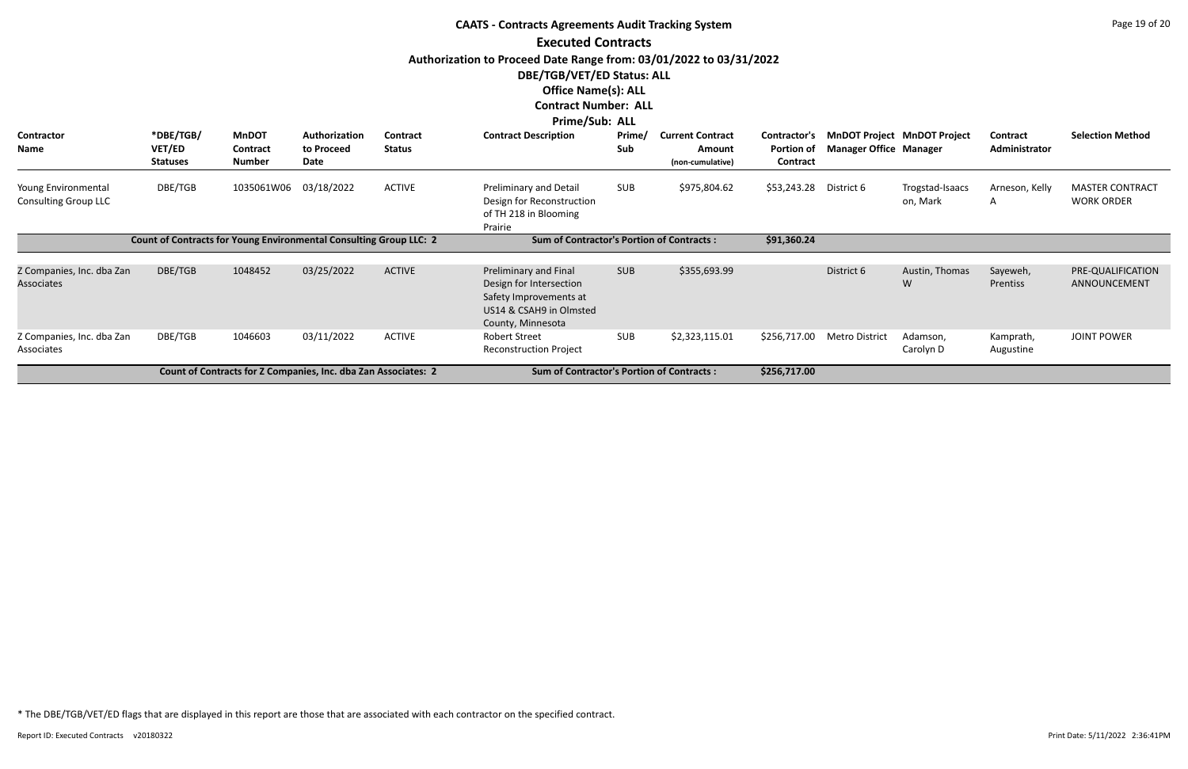# CAATS - Contracts Agreements Audit Tracking System

## Executed Contracts

**Authorization to Proceed Date Range from: 03/01/2022 to 03/31/2022**

**DBE/TGB/VET/ED Status: ALL**

**Office Name(s): ALL**

**Contract Number: ALL**

**Prime/Sub: ALL**

| Contractor Name | *DBE/TGB/ VET/ED Statuses | MnDOT Contract Number | Authorization to Proceed Date | Contract Status | Contract Description | Prime/ Sub | Current Contract Amount (non-cumulative) | Contractor's Portion of Contract | MnDOT Project Manager Office | MnDOT Project Manager | Contract Administrator | Selection Method |
|---|---|---|---|---|---|---|---|---|---|---|---|---|
| Young Environmental Consulting Group LLC | DBE/TGB | 1035061W06 | 03/18/2022 | ACTIVE | Preliminary and Detail Design for Reconstruction of TH 218 in Blooming Prairie | SUB | $975,804.62 | $53,243.28 | District 6 | Trogstad-Isaacson, Mark | Arneson, Kelly A | MASTER CONTRACT WORK ORDER |
| **Count of Contracts for Young Environmental Consulting Group LLC: 2** | | | | | **Sum of Contractor's Portion of Contracts :** | | | **$91,360.24** | | | | |
| Z Companies, Inc. dba Zan Associates | DBE/TGB | 1048452 | 03/25/2022 | ACTIVE | Preliminary and Final Design for Intersection Safety Improvements at US14 & CSAH9 in Olmsted County, Minnesota | SUB | $355,693.99 | | District 6 | Austin, Thomas W | Sayeweh, Prentiss | PRE-QUALIFICATION ANNOUNCEMENT |
| Z Companies, Inc. dba Zan Associates | DBE/TGB | 1046603 | 03/11/2022 | ACTIVE | Robert Street Reconstruction Project | SUB | $2,323,115.01 | $256,717.00 | Metro District | Adamson, Carolyn D | Kamprath, Augustine | JOINT POWER |
| **Count of Contracts for Z Companies, Inc. dba Zan Associates: 2** | | | | | **Sum of Contractor's Portion of Contracts :** | | | **$256,717.00** | | | | |

\* The DBE/TGB/VET/ED flags that are displayed in this report are those that are associated with each contractor on the specified contract.

Report ID: Executed Contracts v20180322

Print Date: 5/11/2022 2:36:41PM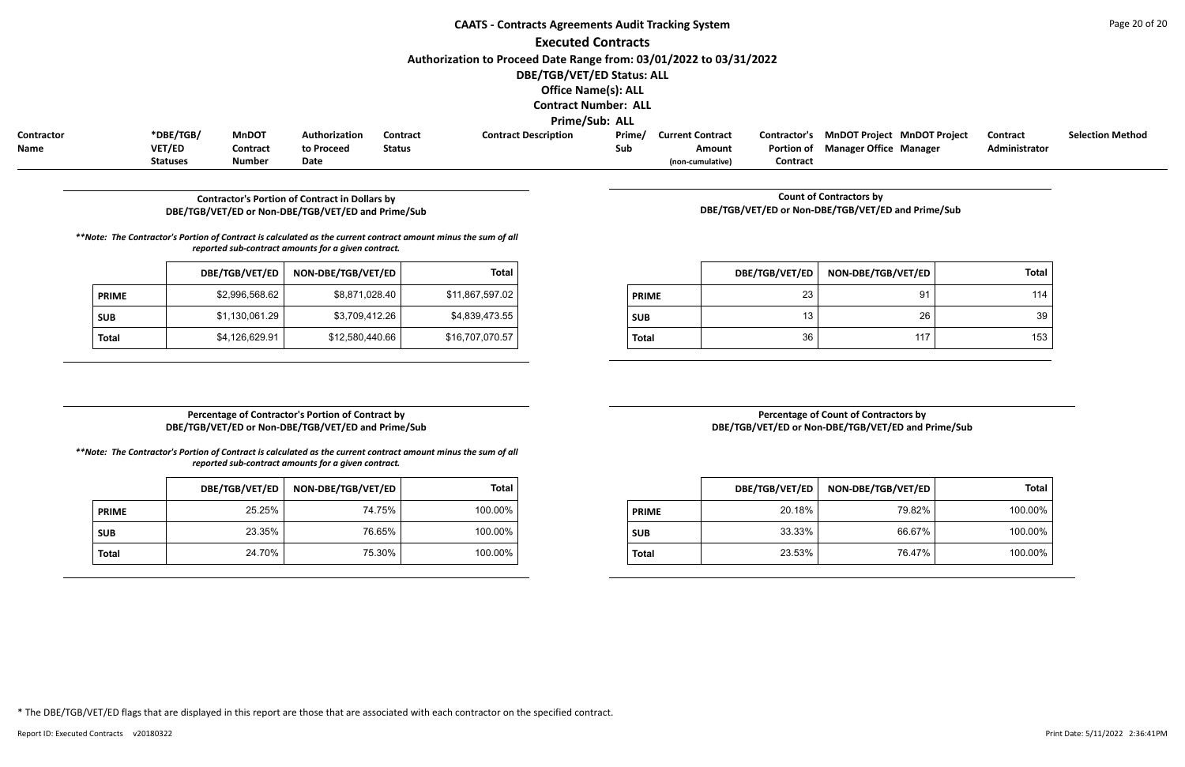# CAATS - Contracts Agreements Audit Tracking System

## Executed Contracts

**Authorization to Proceed Date Range from: 03/01/2022 to 03/31/2022**

**DBE/TGB/VET/ED Status: ALL**

**Office Name(s): ALL**

**Contract Number: ALL**

**Prime/Sub: ALL**

| Contractor Name | *DBE/TGB/ VET/ED Statuses | MnDOT Contract Number | Authorization to Proceed Date | Contract Status | Contract Description | Prime/ Sub | Current Contract Amount (non-cumulative) | Contractor's Portion of Contract | MnDOT Project Manager Office | MnDOT Project Manager | Contract Administrator | Selection Method |
|---|---|---|---|---|---|---|---|---|---|---|---|---|

### Contractor's Portion of Contract in Dollars by DBE/TGB/VET/ED or Non-DBE/TGB/VET/ED and Prime/Sub

*\*\*Note: The Contractor's Portion of Contract is calculated as the current contract amount minus the sum of all reported sub-contract amounts for a given contract.*

| | DBE/TGB/VET/ED | NON-DBE/TGB/VET/ED | Total |
|---|---|---|---|
| **PRIME** | $2,996,568.62 | $8,871,028.40 | $11,867,597.02 |
| **SUB** | $1,130,061.29 | $3,709,412.26 | $4,839,473.55 |
| **Total** | $4,126,629.91 | $12,580,440.66 | $16,707,070.57 |

### Count of Contractors by DBE/TGB/VET/ED or Non-DBE/TGB/VET/ED and Prime/Sub

| | DBE/TGB/VET/ED | NON-DBE/TGB/VET/ED | Total |
|---|---|---|---|
| **PRIME** | 23 | 91 | 114 |
| **SUB** | 13 | 26 | 39 |
| **Total** | 36 | 117 | 153 |

### Percentage of Contractor's Portion of Contract by DBE/TGB/VET/ED or Non-DBE/TGB/VET/ED and Prime/Sub

*\*\*Note: The Contractor's Portion of Contract is calculated as the current contract amount minus the sum of all reported sub-contract amounts for a given contract.*

| | DBE/TGB/VET/ED | NON-DBE/TGB/VET/ED | Total |
|---|---|---|---|
| **PRIME** | 25.25% | 74.75% | 100.00% |
| **SUB** | 23.35% | 76.65% | 100.00% |
| **Total** | 24.70% | 75.30% | 100.00% |

### Percentage of Count of Contractors by DBE/TGB/VET/ED or Non-DBE/TGB/VET/ED and Prime/Sub

| | DBE/TGB/VET/ED | NON-DBE/TGB/VET/ED | Total |
|---|---|---|---|
| **PRIME** | 20.18% | 79.82% | 100.00% |
| **SUB** | 33.33% | 66.67% | 100.00% |
| **Total** | 23.53% | 76.47% | 100.00% |

\* The DBE/TGB/VET/ED flags that are displayed in this report are those that are associated with each contractor on the specified contract.

Report ID: Executed Contracts v20180322

Print Date: 5/11/2022 2:36:41PM